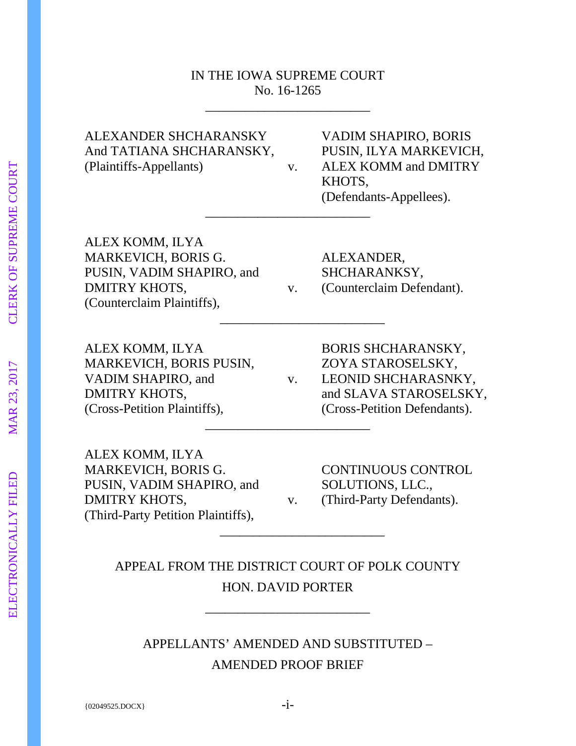IN THE IOWA SUPREME COURT
No. 16-1265

______________________

| | | |
|---|---|---|
| ALEXANDER SHCHARANSKY And TATIANA SHCHARANSKY, (Plaintiffs-Appellants) | v. | VADIM SHAPIRO, BORIS PUSIN, ILYA MARKEVICH, ALEX KOMM and DMITRY KHOTS, (Defendants-Appellees). |

______________________

| | | |
|---|---|---|
| ALEX KOMM, ILYA MARKEVICH, BORIS G. PUSIN, VADIM SHAPIRO, and DMITRY KHOTS, (Counterclaim Plaintiffs), | v. | ALEXANDER, SHCHARANKSY, (Counterclaim Defendant). |

______________________

| | | |
|---|---|---|
| ALEX KOMM, ILYA MARKEVICH, BORIS PUSIN, VADIM SHAPIRO, and DMITRY KHOTS, (Cross-Petition Plaintiffs), | v. | BORIS SHCHARANSKY, ZOYA STAROSELSKY, LEONID SHCHARASNKY, and SLAVA STAROSELSKY, (Cross-Petition Defendants). |

______________________

| | | |
|---|---|---|
| ALEX KOMM, ILYA MARKEVICH, BORIS G. PUSIN, VADIM SHAPIRO, and DMITRY KHOTS, (Third-Party Petition Plaintiffs), | v. | CONTINUOUS CONTROL SOLUTIONS, LLC., (Third-Party Defendants). |

______________________

APPEAL FROM THE DISTRICT COURT OF POLK COUNTY
HON. DAVID PORTER

______________________

APPELLANTS' AMENDED AND SUBSTITUTED –
AMENDED PROOF BRIEF

{02049525.DOCX}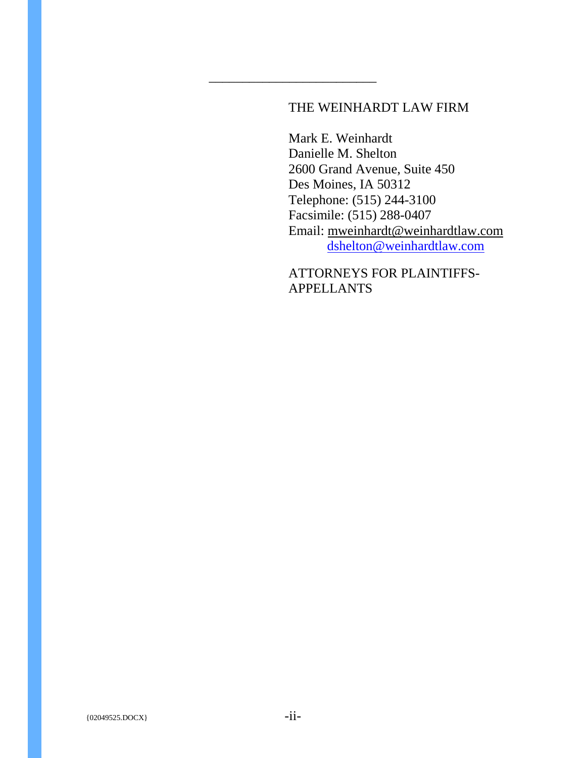\_\_\_\_\_\_\_\_\_\_\_\_\_\_\_\_\_\_\_\_\_\_\_\_\_\_\_

THE WEINHARDT LAW FIRM

Mark E. Weinhardt
Danielle M. Shelton
2600 Grand Avenue, Suite 450
Des Moines, IA 50312
Telephone: (515) 244-3100
Facsimile: (515) 288-0407
Email: mweinhardt@weinhardtlaw.com
dshelton@weinhardtlaw.com

ATTORNEYS FOR PLAINTIFFS-APPELLANTS

{02049525.DOCX}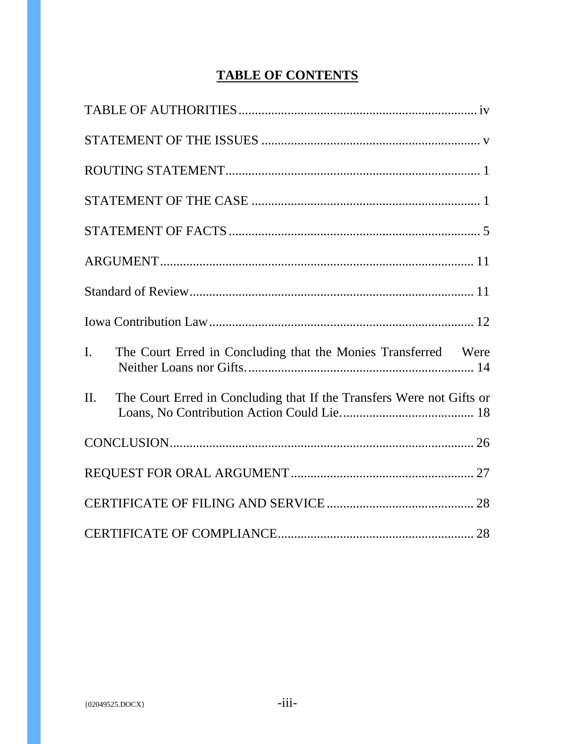# TABLE OF CONTENTS

TABLE OF AUTHORITIES ........................................................................ iv

STATEMENT OF THE ISSUES ................................................................ v

ROUTING STATEMENT ........................................................................... 1

STATEMENT OF THE CASE .................................................................... 1

STATEMENT OF FACTS ........................................................................... 5

ARGUMENT ............................................................................................... 11

Standard of Review ..................................................................................... 11

Iowa Contribution Law ............................................................................... 12

I. The Court Erred in Concluding that the Monies Transferred Were Neither Loans nor Gifts. ..................................................................... 14

II. The Court Erred in Concluding that If the Transfers Were not Gifts or Loans, No Contribution Action Could Lie. ........................................ 18

CONCLUSION ............................................................................................ 26

REQUEST FOR ORAL ARGUMENT ....................................................... 27

CERTIFICATE OF FILING AND SERVICE ............................................ 28

CERTIFICATE OF COMPLIANCE ........................................................... 28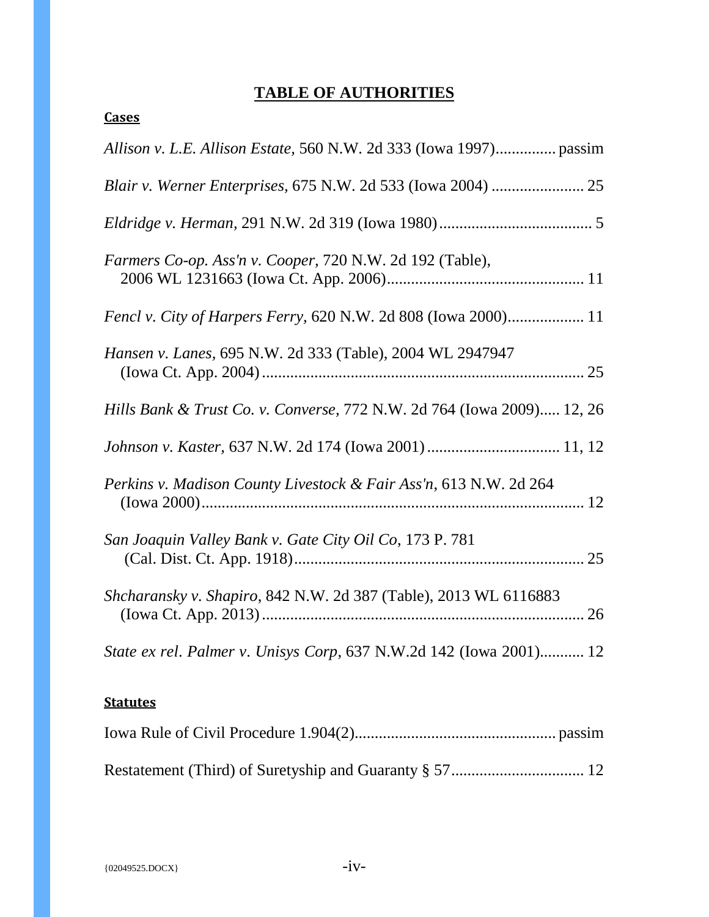# TABLE OF AUTHORITIES

## Cases

*Allison v. L.E. Allison Estate*, 560 N.W. 2d 333 (Iowa 1997)............... passim

*Blair v. Werner Enterprises*, 675 N.W. 2d 533 (Iowa 2004) ....................... 25

*Eldridge v. Herman*, 291 N.W. 2d 319 (Iowa 1980)...................................... 5

*Farmers Co-op. Ass'n v. Cooper*, 720 N.W. 2d 192 (Table), 2006 WL 1231663 (Iowa Ct. App. 2006)................................................. 11

*Fencl v. City of Harpers Ferry*, 620 N.W. 2d 808 (Iowa 2000)................... 11

*Hansen v. Lanes*, 695 N.W. 2d 333 (Table), 2004 WL 2947947 (Iowa Ct. App. 2004)................................................................................ 25

*Hills Bank & Trust Co. v. Converse*, 772 N.W. 2d 764 (Iowa 2009)..... 12, 26

*Johnson v. Kaster*, 637 N.W. 2d 174 (Iowa 2001)................................ 11, 12

*Perkins v. Madison County Livestock & Fair Ass'n*, 613 N.W. 2d 264 (Iowa 2000)............................................................................................... 12

*San Joaquin Valley Bank v. Gate City Oil Co*, 173 P. 781 (Cal. Dist. Ct. App. 1918)......................................................................... 25

*Shcharansky v. Shapiro*, 842 N.W. 2d 387 (Table), 2013 WL 6116883 (Iowa Ct. App. 2013)................................................................................ 26

*State ex rel. Palmer v. Unisys Corp*, 637 N.W.2d 142 (Iowa 2001)........... 12

## Statutes

Iowa Rule of Civil Procedure 1.904(2)................................................. passim

Restatement (Third) of Suretyship and Guaranty § 57................................. 12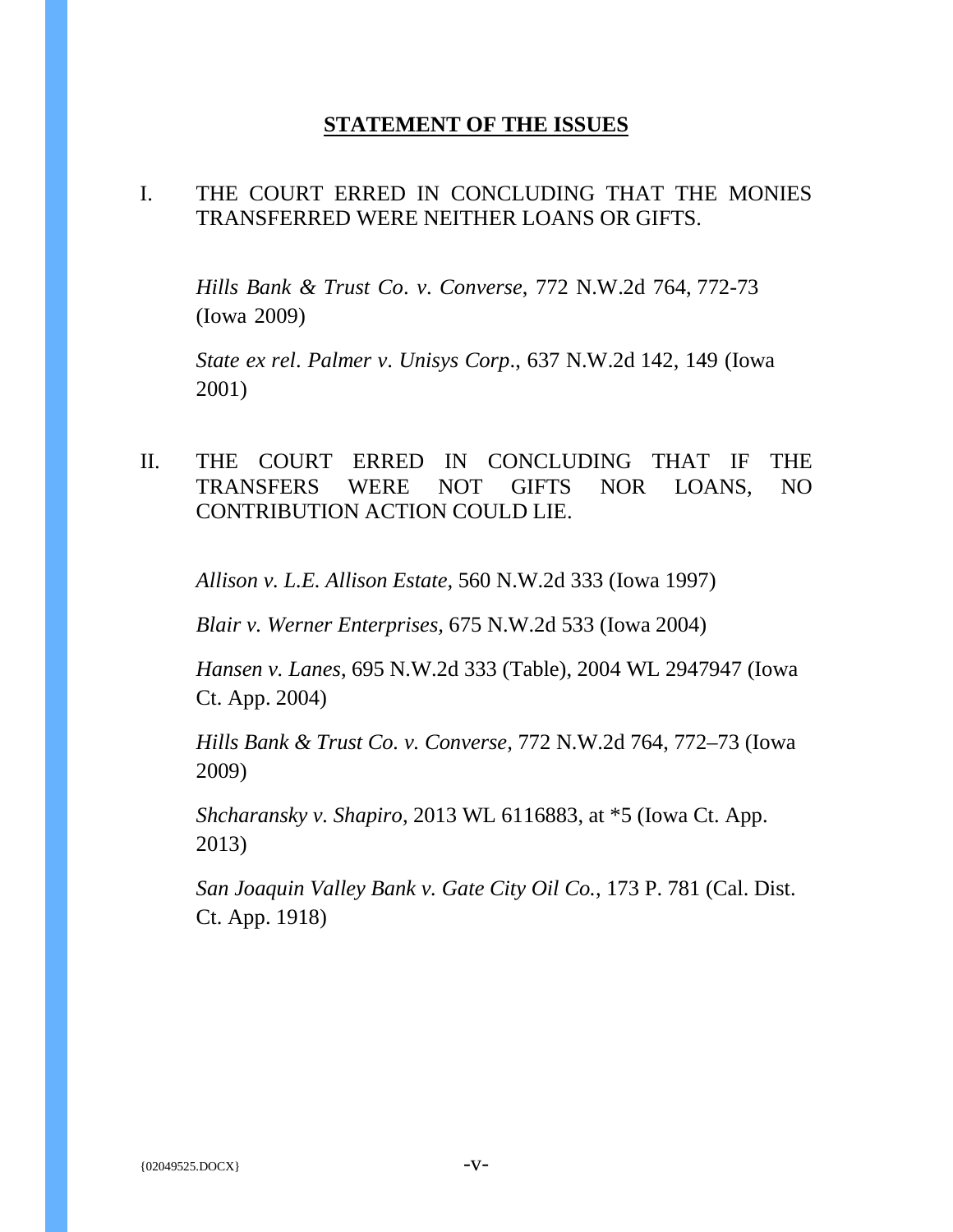## STATEMENT OF THE ISSUES

I. THE COURT ERRED IN CONCLUDING THAT THE MONIES TRANSFERRED WERE NEITHER LOANS OR GIFTS.

*Hills Bank & Trust Co. v. Converse*, 772 N.W.2d 764, 772-73 (Iowa 2009)

*State ex rel. Palmer v. Unisys Corp.*, 637 N.W.2d 142, 149 (Iowa 2001)

II. THE COURT ERRED IN CONCLUDING THAT IF THE TRANSFERS WERE NOT GIFTS NOR LOANS, NO CONTRIBUTION ACTION COULD LIE.

*Allison v. L.E. Allison Estate,* 560 N.W.2d 333 (Iowa 1997)

*Blair v. Werner Enterprises,* 675 N.W.2d 533 (Iowa 2004)

*Hansen v. Lanes*, 695 N.W.2d 333 (Table), 2004 WL 2947947 (Iowa Ct. App. 2004)

*Hills Bank & Trust Co. v. Converse,* 772 N.W.2d 764, 772–73 (Iowa 2009)

*Shcharansky v. Shapiro,* 2013 WL 6116883, at *5 (Iowa Ct. App. 2013)

*San Joaquin Valley Bank v. Gate City Oil Co.*, 173 P. 781 (Cal. Dist. Ct. App. 1918)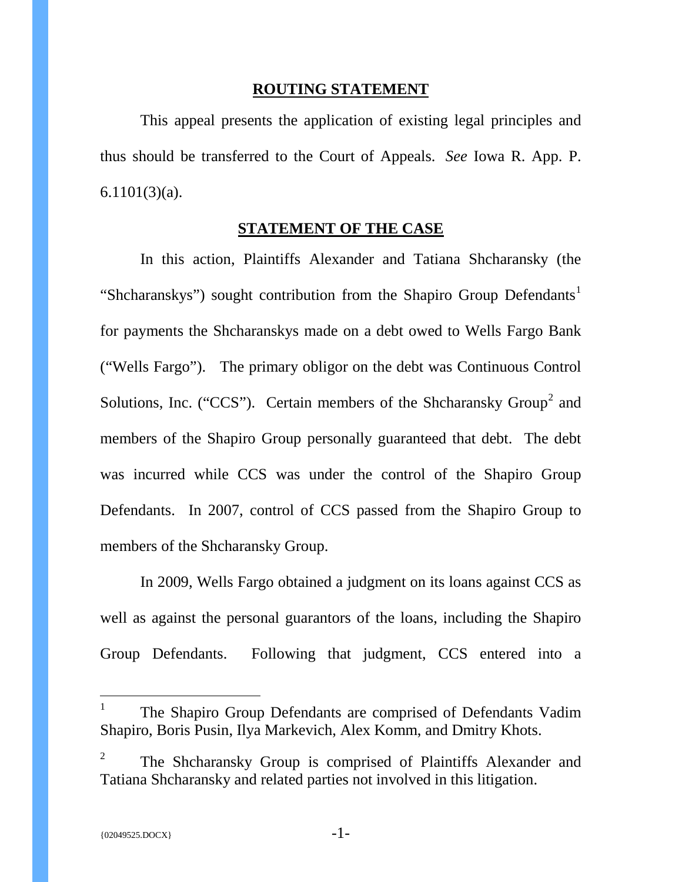## ROUTING STATEMENT

This appeal presents the application of existing legal principles and thus should be transferred to the Court of Appeals. *See* Iowa R. App. P. 6.1101(3)(a).

## STATEMENT OF THE CASE

In this action, Plaintiffs Alexander and Tatiana Shcharansky (the "Shcharanskys") sought contribution from the Shapiro Group Defendants[1] for payments the Shcharanskys made on a debt owed to Wells Fargo Bank ("Wells Fargo"). The primary obligor on the debt was Continuous Control Solutions, Inc. ("CCS"). Certain members of the Shcharansky Group[2] and members of the Shapiro Group personally guaranteed that debt. The debt was incurred while CCS was under the control of the Shapiro Group Defendants. In 2007, control of CCS passed from the Shapiro Group to members of the Shcharansky Group.

In 2009, Wells Fargo obtained a judgment on its loans against CCS as well as against the personal guarantors of the loans, including the Shapiro Group Defendants. Following that judgment, CCS entered into a

---

[1] The Shapiro Group Defendants are comprised of Defendants Vadim Shapiro, Boris Pusin, Ilya Markevich, Alex Komm, and Dmitry Khots.

[2] The Shcharansky Group is comprised of Plaintiffs Alexander and Tatiana Shcharansky and related parties not involved in this litigation.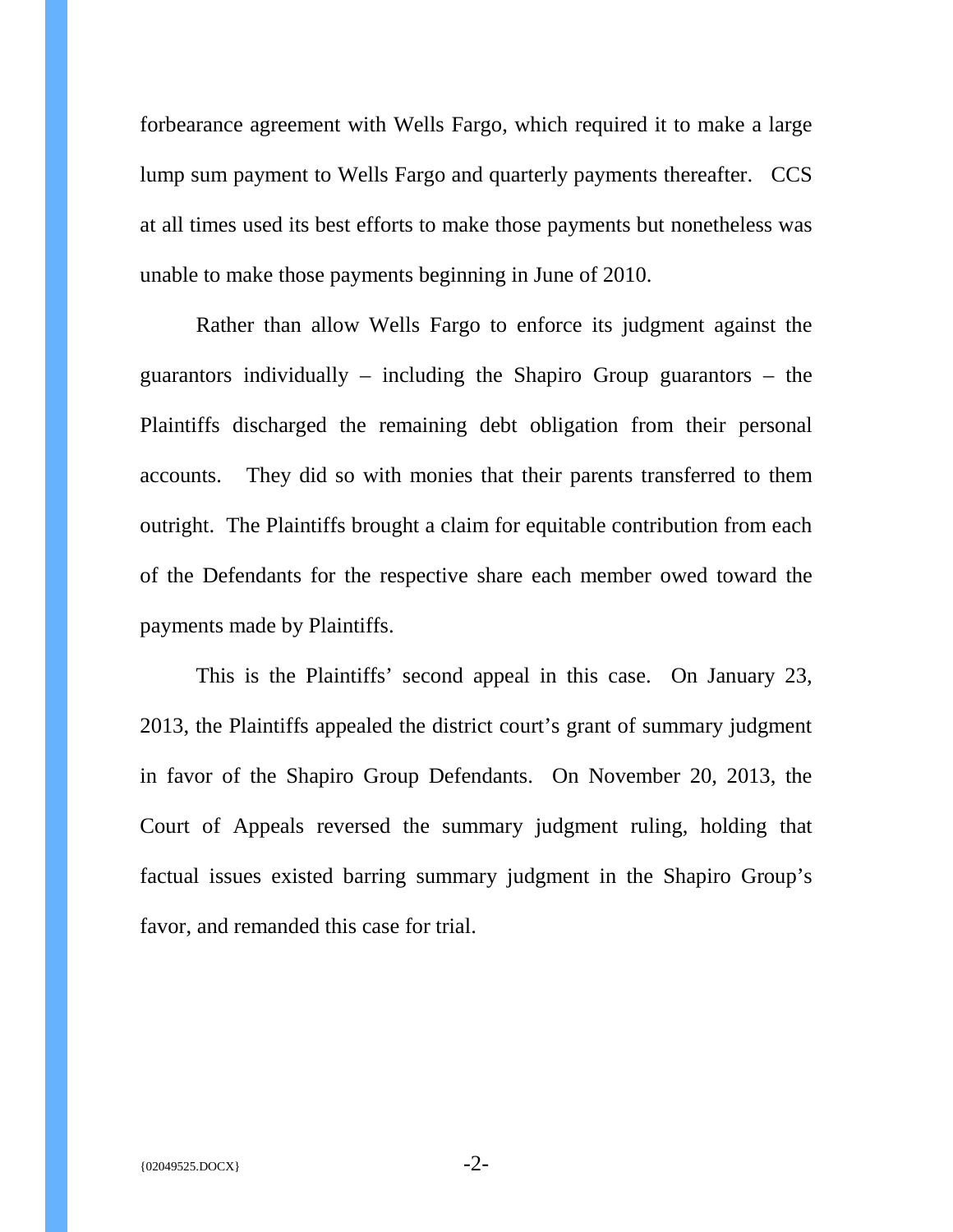forbearance agreement with Wells Fargo, which required it to make a large lump sum payment to Wells Fargo and quarterly payments thereafter. CCS at all times used its best efforts to make those payments but nonetheless was unable to make those payments beginning in June of 2010.

Rather than allow Wells Fargo to enforce its judgment against the guarantors individually – including the Shapiro Group guarantors – the Plaintiffs discharged the remaining debt obligation from their personal accounts. They did so with monies that their parents transferred to them outright. The Plaintiffs brought a claim for equitable contribution from each of the Defendants for the respective share each member owed toward the payments made by Plaintiffs.

This is the Plaintiffs' second appeal in this case. On January 23, 2013, the Plaintiffs appealed the district court's grant of summary judgment in favor of the Shapiro Group Defendants. On November 20, 2013, the Court of Appeals reversed the summary judgment ruling, holding that factual issues existed barring summary judgment in the Shapiro Group's favor, and remanded this case for trial.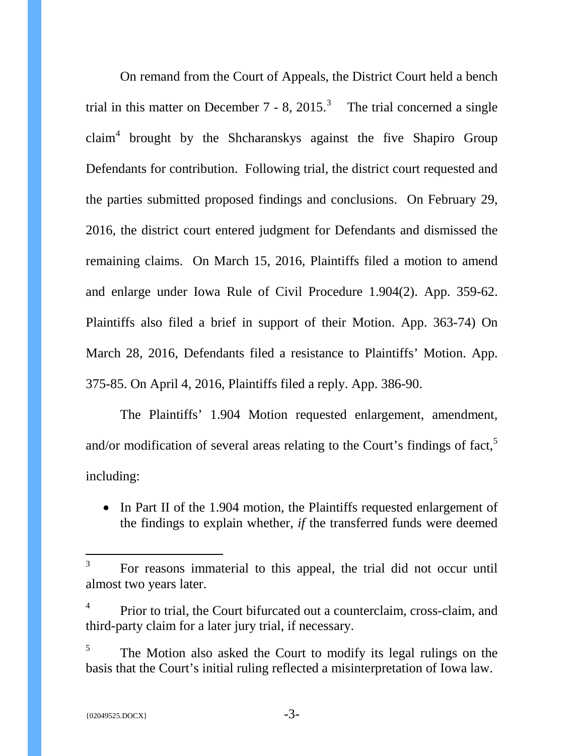On remand from the Court of Appeals, the District Court held a bench trial in this matter on December 7 - 8, 2015.[3] The trial concerned a single claim[4] brought by the Shcharanskys against the five Shapiro Group Defendants for contribution. Following trial, the district court requested and the parties submitted proposed findings and conclusions. On February 29, 2016, the district court entered judgment for Defendants and dismissed the remaining claims. On March 15, 2016, Plaintiffs filed a motion to amend and enlarge under Iowa Rule of Civil Procedure 1.904(2). App. 359-62. Plaintiffs also filed a brief in support of their Motion. App. 363-74) On March 28, 2016, Defendants filed a resistance to Plaintiffs' Motion. App. 375-85. On April 4, 2016, Plaintiffs filed a reply. App. 386-90.

The Plaintiffs' 1.904 Motion requested enlargement, amendment, and/or modification of several areas relating to the Court's findings of fact,[5] including:

- In Part II of the 1.904 motion, the Plaintiffs requested enlargement of the findings to explain whether, *if* the transferred funds were deemed

---

[3] For reasons immaterial to this appeal, the trial did not occur until almost two years later.

[4] Prior to trial, the Court bifurcated out a counterclaim, cross-claim, and third-party claim for a later jury trial, if necessary.

[5] The Motion also asked the Court to modify its legal rulings on the basis that the Court's initial ruling reflected a misinterpretation of Iowa law.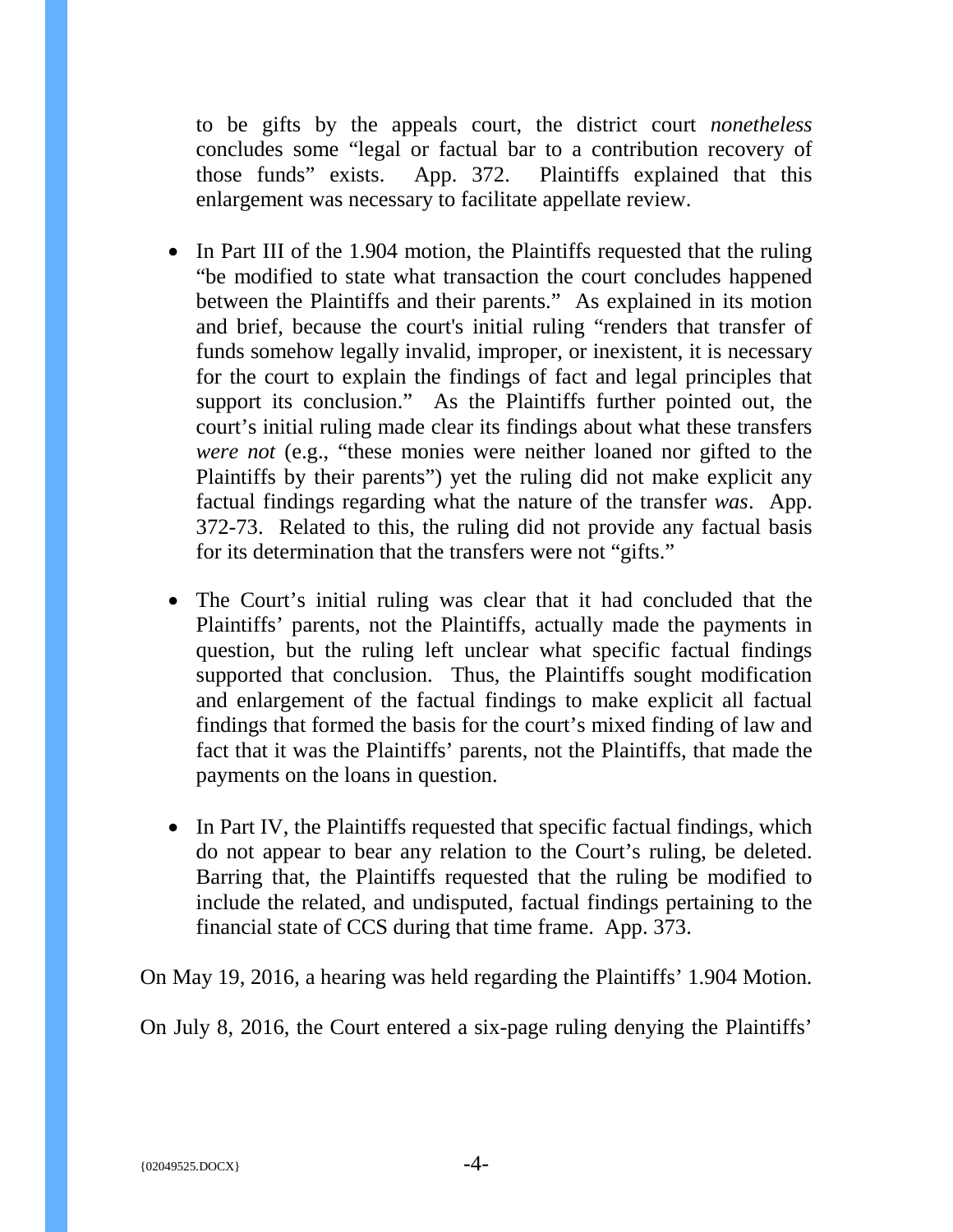to be gifts by the appeals court, the district court *nonetheless* concludes some "legal or factual bar to a contribution recovery of those funds" exists. App. 372. Plaintiffs explained that this enlargement was necessary to facilitate appellate review.

- In Part III of the 1.904 motion, the Plaintiffs requested that the ruling "be modified to state what transaction the court concludes happened between the Plaintiffs and their parents." As explained in its motion and brief, because the court's initial ruling "renders that transfer of funds somehow legally invalid, improper, or inexistent, it is necessary for the court to explain the findings of fact and legal principles that support its conclusion." As the Plaintiffs further pointed out, the court's initial ruling made clear its findings about what these transfers *were not* (e.g., "these monies were neither loaned nor gifted to the Plaintiffs by their parents") yet the ruling did not make explicit any factual findings regarding what the nature of the transfer *was*. App. 372-73. Related to this, the ruling did not provide any factual basis for its determination that the transfers were not "gifts."

- The Court's initial ruling was clear that it had concluded that the Plaintiffs' parents, not the Plaintiffs, actually made the payments in question, but the ruling left unclear what specific factual findings supported that conclusion. Thus, the Plaintiffs sought modification and enlargement of the factual findings to make explicit all factual findings that formed the basis for the court's mixed finding of law and fact that it was the Plaintiffs' parents, not the Plaintiffs, that made the payments on the loans in question.

- In Part IV, the Plaintiffs requested that specific factual findings, which do not appear to bear any relation to the Court's ruling, be deleted. Barring that, the Plaintiffs requested that the ruling be modified to include the related, and undisputed, factual findings pertaining to the financial state of CCS during that time frame. App. 373.

On May 19, 2016, a hearing was held regarding the Plaintiffs' 1.904 Motion.

On July 8, 2016, the Court entered a six-page ruling denying the Plaintiffs'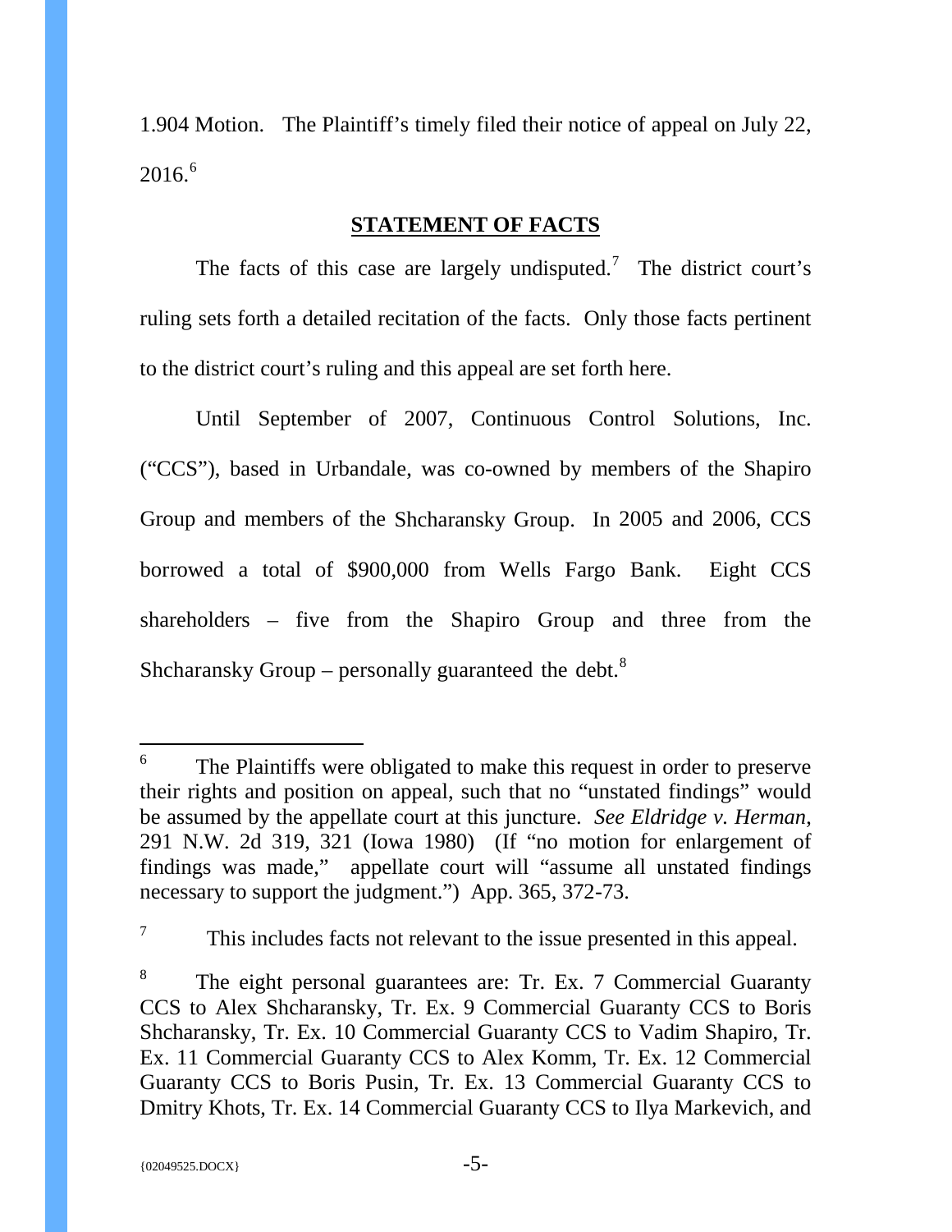1.904 Motion. The Plaintiff's timely filed their notice of appeal on July 22, 2016.[6]

## STATEMENT OF FACTS

The facts of this case are largely undisputed.[7] The district court's ruling sets forth a detailed recitation of the facts. Only those facts pertinent to the district court's ruling and this appeal are set forth here.

Until September of 2007, Continuous Control Solutions, Inc. ("CCS"), based in Urbandale, was co-owned by members of the Shapiro Group and members of the Shcharansky Group. In 2005 and 2006, CCS borrowed a total of $900,000 from Wells Fargo Bank. Eight CCS shareholders – five from the Shapiro Group and three from the Shcharansky Group – personally guaranteed the debt.[8]

---

[6] The Plaintiffs were obligated to make this request in order to preserve their rights and position on appeal, such that no "unstated findings" would be assumed by the appellate court at this juncture. *See Eldridge v. Herman*, 291 N.W. 2d 319, 321 (Iowa 1980) (If "no motion for enlargement of findings was made," appellate court will "assume all unstated findings necessary to support the judgment.") App. 365, 372-73.

[7] This includes facts not relevant to the issue presented in this appeal.

[8] The eight personal guarantees are: Tr. Ex. 7 Commercial Guaranty CCS to Alex Shcharansky, Tr. Ex. 9 Commercial Guaranty CCS to Boris Shcharansky, Tr. Ex. 10 Commercial Guaranty CCS to Vadim Shapiro, Tr. Ex. 11 Commercial Guaranty CCS to Alex Komm, Tr. Ex. 12 Commercial Guaranty CCS to Boris Pusin, Tr. Ex. 13 Commercial Guaranty CCS to Dmitry Khots, Tr. Ex. 14 Commercial Guaranty CCS to Ilya Markevich, and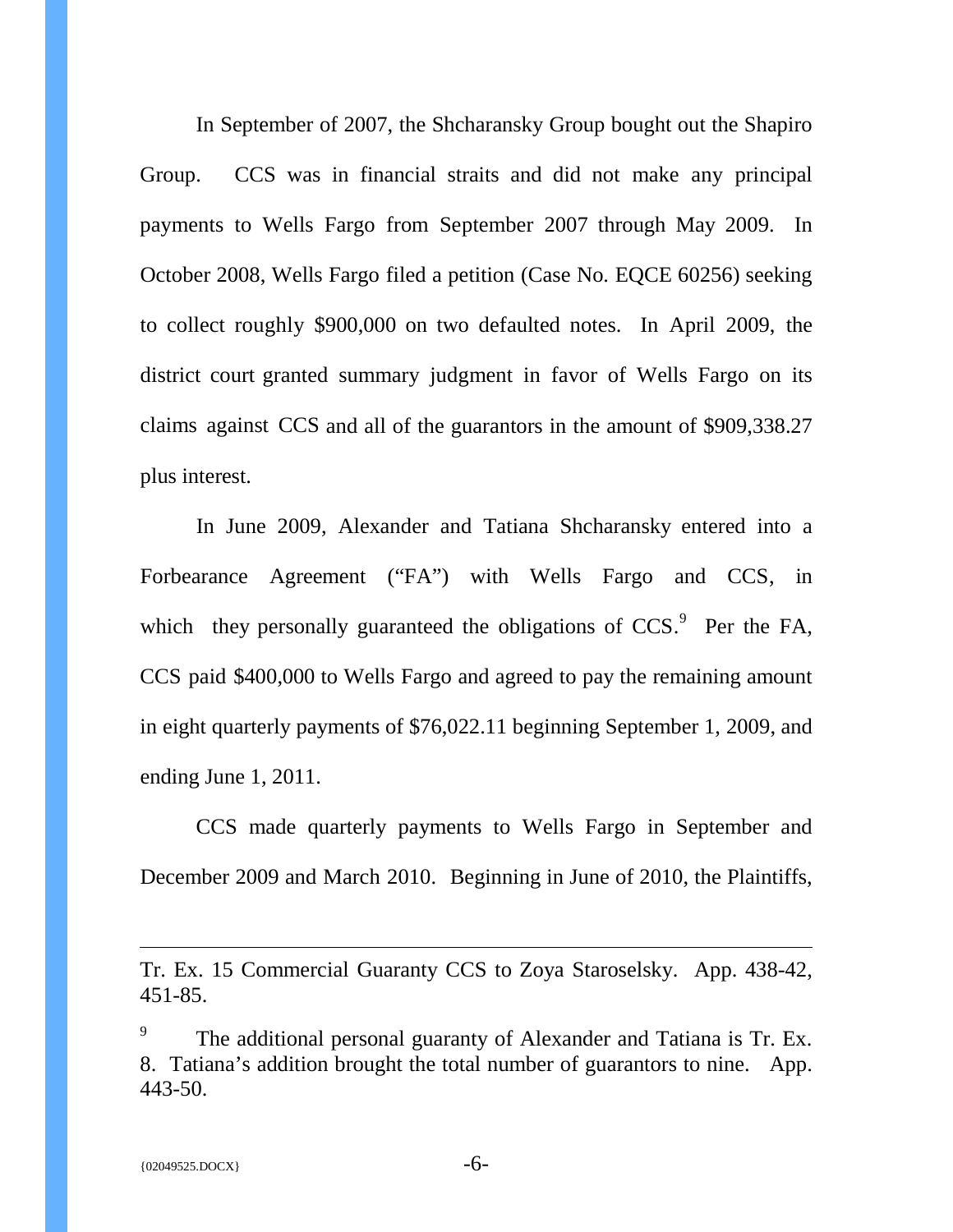In September of 2007, the Shcharansky Group bought out the Shapiro Group. CCS was in financial straits and did not make any principal payments to Wells Fargo from September 2007 through May 2009. In October 2008, Wells Fargo filed a petition (Case No. EQCE 60256) seeking to collect roughly $900,000 on two defaulted notes. In April 2009, the district court granted summary judgment in favor of Wells Fargo on its claims against CCS and all of the guarantors in the amount of $909,338.27 plus interest.

In June 2009, Alexander and Tatiana Shcharansky entered into a Forbearance Agreement ("FA") with Wells Fargo and CCS, in which they personally guaranteed the obligations of CCS.[9] Per the FA, CCS paid $400,000 to Wells Fargo and agreed to pay the remaining amount in eight quarterly payments of $76,022.11 beginning September 1, 2009, and ending June 1, 2011.

CCS made quarterly payments to Wells Fargo in September and December 2009 and March 2010. Beginning in June of 2010, the Plaintiffs,

---

Tr. Ex. 15 Commercial Guaranty CCS to Zoya Staroselsky. App. 438-42, 451-85.

[9] The additional personal guaranty of Alexander and Tatiana is Tr. Ex. 8. Tatiana's addition brought the total number of guarantors to nine. App. 443-50.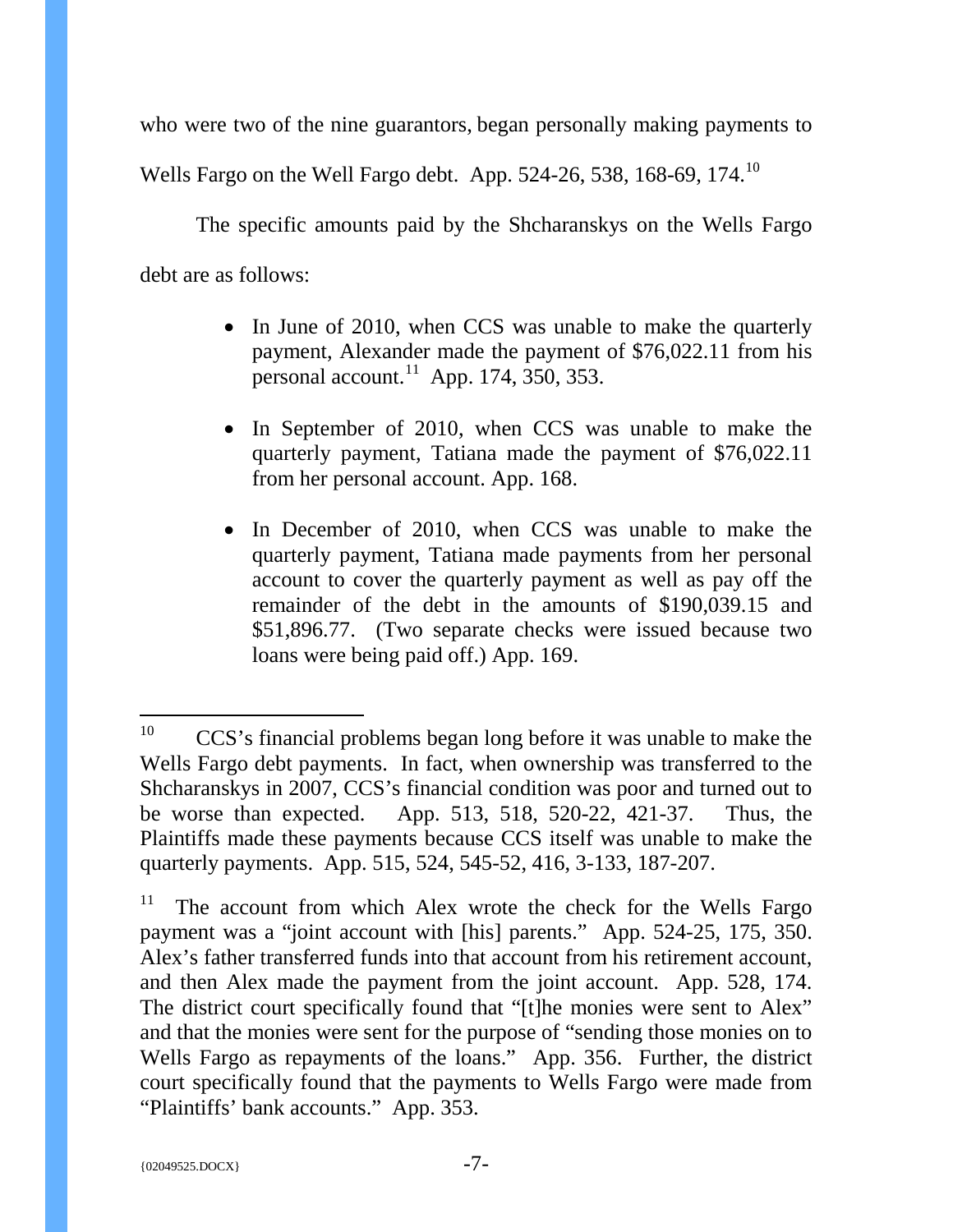who were two of the nine guarantors, began personally making payments to Wells Fargo on the Well Fargo debt. App. 524-26, 538, 168-69, 174.[10]

The specific amounts paid by the Shcharanskys on the Wells Fargo debt are as follows:

- In June of 2010, when CCS was unable to make the quarterly payment, Alexander made the payment of $76,022.11 from his personal account.[11] App. 174, 350, 353.
- In September of 2010, when CCS was unable to make the quarterly payment, Tatiana made the payment of $76,022.11 from her personal account. App. 168.
- In December of 2010, when CCS was unable to make the quarterly payment, Tatiana made payments from her personal account to cover the quarterly payment as well as pay off the remainder of the debt in the amounts of $190,039.15 and $51,896.77. (Two separate checks were issued because two loans were being paid off.) App. 169.

---

[10] CCS's financial problems began long before it was unable to make the Wells Fargo debt payments. In fact, when ownership was transferred to the Shcharanskys in 2007, CCS's financial condition was poor and turned out to be worse than expected. App. 513, 518, 520-22, 421-37. Thus, the Plaintiffs made these payments because CCS itself was unable to make the quarterly payments. App. 515, 524, 545-52, 416, 3-133, 187-207.

[11] The account from which Alex wrote the check for the Wells Fargo payment was a "joint account with [his] parents." App. 524-25, 175, 350. Alex's father transferred funds into that account from his retirement account, and then Alex made the payment from the joint account. App. 528, 174. The district court specifically found that "[t]he monies were sent to Alex" and that the monies were sent for the purpose of "sending those monies on to Wells Fargo as repayments of the loans." App. 356. Further, the district court specifically found that the payments to Wells Fargo were made from "Plaintiffs' bank accounts." App. 353.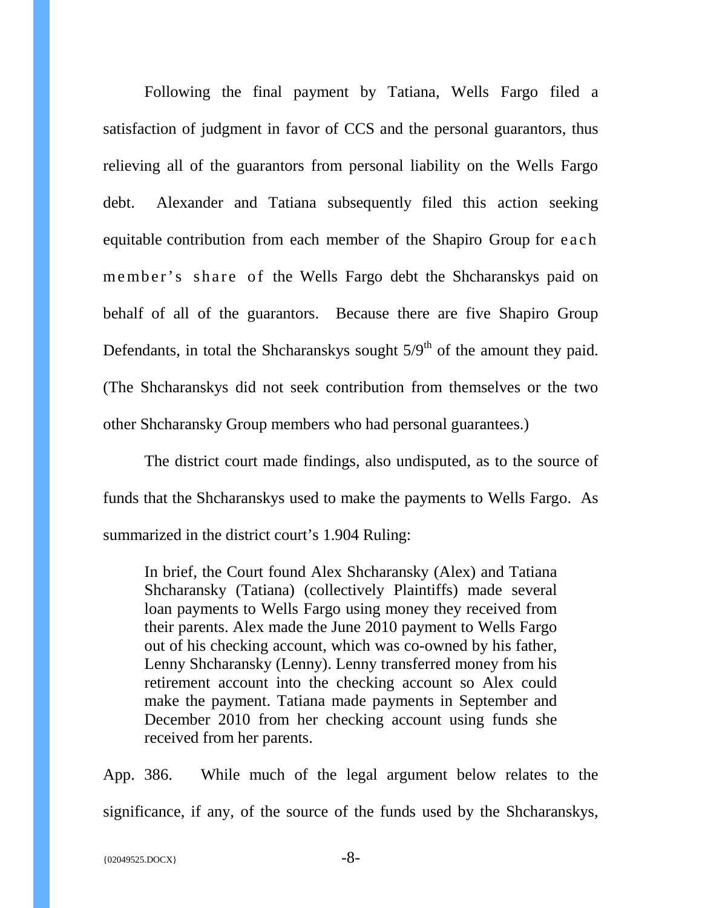Following the final payment by Tatiana, Wells Fargo filed a satisfaction of judgment in favor of CCS and the personal guarantors, thus relieving all of the guarantors from personal liability on the Wells Fargo debt. Alexander and Tatiana subsequently filed this action seeking equitable contribution from each member of the Shapiro Group for each member's share of the Wells Fargo debt the Shcharanskys paid on behalf of all of the guarantors. Because there are five Shapiro Group Defendants, in total the Shcharanskys sought 5/9th of the amount they paid. (The Shcharanskys did not seek contribution from themselves or the two other Shcharansky Group members who had personal guarantees.)

The district court made findings, also undisputed, as to the source of funds that the Shcharanskys used to make the payments to Wells Fargo. As summarized in the district court's 1.904 Ruling:

> In brief, the Court found Alex Shcharansky (Alex) and Tatiana Shcharansky (Tatiana) (collectively Plaintiffs) made several loan payments to Wells Fargo using money they received from their parents. Alex made the June 2010 payment to Wells Fargo out of his checking account, which was co-owned by his father, Lenny Shcharansky (Lenny). Lenny transferred money from his retirement account into the checking account so Alex could make the payment. Tatiana made payments in September and December 2010 from her checking account using funds she received from her parents.

App. 386. While much of the legal argument below relates to the significance, if any, of the source of the funds used by the Shcharanskys,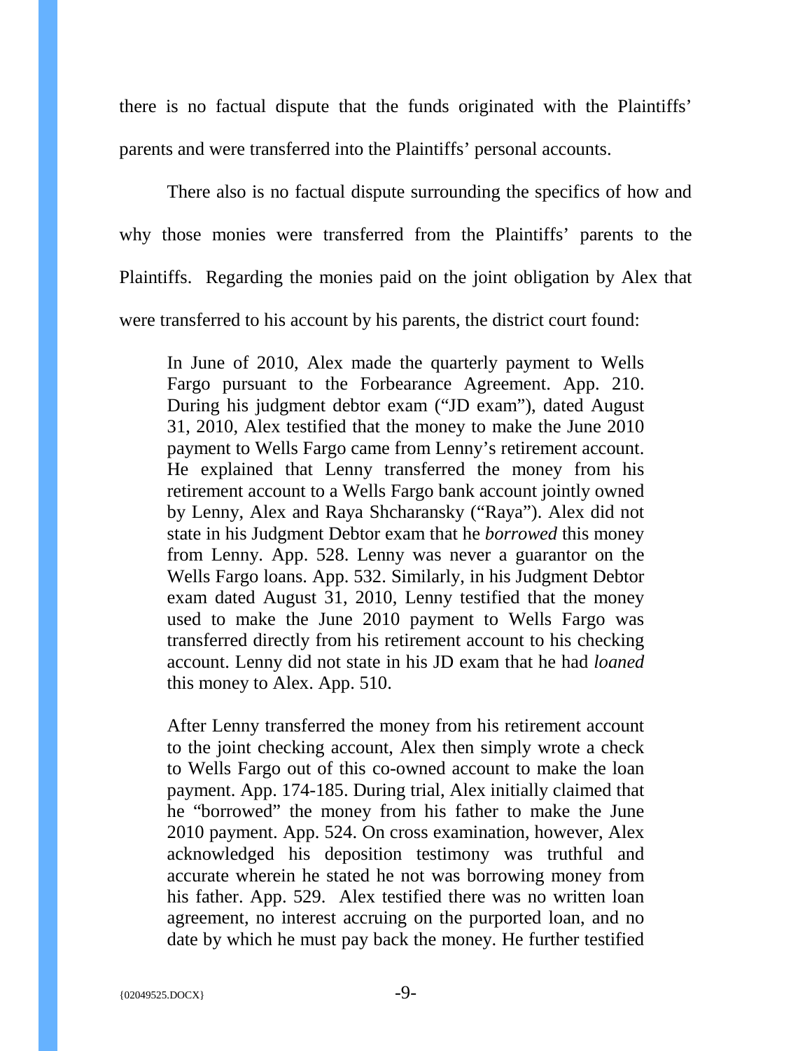there is no factual dispute that the funds originated with the Plaintiffs' parents and were transferred into the Plaintiffs' personal accounts.

There also is no factual dispute surrounding the specifics of how and why those monies were transferred from the Plaintiffs' parents to the Plaintiffs. Regarding the monies paid on the joint obligation by Alex that were transferred to his account by his parents, the district court found:

> In June of 2010, Alex made the quarterly payment to Wells Fargo pursuant to the Forbearance Agreement. App. 210. During his judgment debtor exam ("JD exam"), dated August 31, 2010, Alex testified that the money to make the June 2010 payment to Wells Fargo came from Lenny's retirement account. He explained that Lenny transferred the money from his retirement account to a Wells Fargo bank account jointly owned by Lenny, Alex and Raya Shcharansky ("Raya"). Alex did not state in his Judgment Debtor exam that he *borrowed* this money from Lenny. App. 528. Lenny was never a guarantor on the Wells Fargo loans. App. 532. Similarly, in his Judgment Debtor exam dated August 31, 2010, Lenny testified that the money used to make the June 2010 payment to Wells Fargo was transferred directly from his retirement account to his checking account. Lenny did not state in his JD exam that he had *loaned* this money to Alex. App. 510.
>
> After Lenny transferred the money from his retirement account to the joint checking account, Alex then simply wrote a check to Wells Fargo out of this co-owned account to make the loan payment. App. 174-185. During trial, Alex initially claimed that he "borrowed" the money from his father to make the June 2010 payment. App. 524. On cross examination, however, Alex acknowledged his deposition testimony was truthful and accurate wherein he stated he not was borrowing money from his father. App. 529. Alex testified there was no written loan agreement, no interest accruing on the purported loan, and no date by which he must pay back the money. He further testified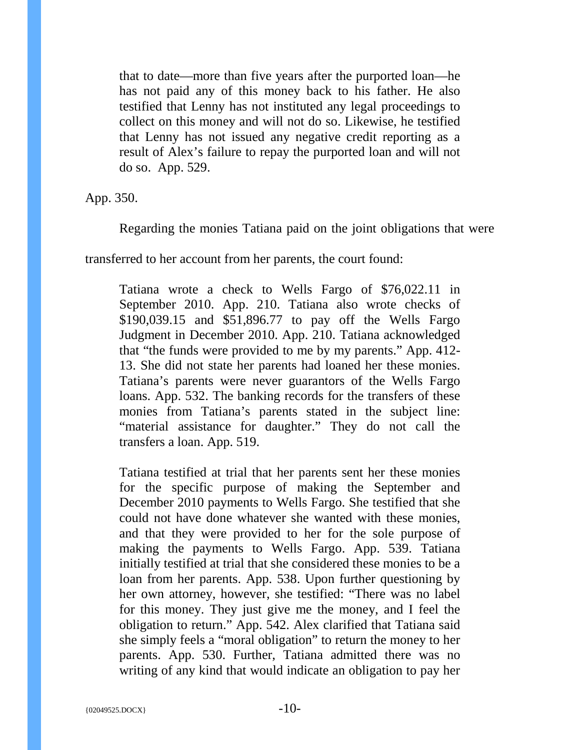> that to date—more than five years after the purported loan—he has not paid any of this money back to his father. He also testified that Lenny has not instituted any legal proceedings to collect on this money and will not do so. Likewise, he testified that Lenny has not issued any negative credit reporting as a result of Alex's failure to repay the purported loan and will not do so. App. 529.

App. 350.

Regarding the monies Tatiana paid on the joint obligations that were transferred to her account from her parents, the court found:

> Tatiana wrote a check to Wells Fargo of $76,022.11 in September 2010. App. 210. Tatiana also wrote checks of $190,039.15 and $51,896.77 to pay off the Wells Fargo Judgment in December 2010. App. 210. Tatiana acknowledged that "the funds were provided to me by my parents." App. 412-13. She did not state her parents had loaned her these monies. Tatiana's parents were never guarantors of the Wells Fargo loans. App. 532. The banking records for the transfers of these monies from Tatiana's parents stated in the subject line: "material assistance for daughter." They do not call the transfers a loan. App. 519.
>
> Tatiana testified at trial that her parents sent her these monies for the specific purpose of making the September and December 2010 payments to Wells Fargo. She testified that she could not have done whatever she wanted with these monies, and that they were provided to her for the sole purpose of making the payments to Wells Fargo. App. 539. Tatiana initially testified at trial that she considered these monies to be a loan from her parents. App. 538. Upon further questioning by her own attorney, however, she testified: "There was no label for this money. They just give me the money, and I feel the obligation to return." App. 542. Alex clarified that Tatiana said she simply feels a "moral obligation" to return the money to her parents. App. 530. Further, Tatiana admitted there was no writing of any kind that would indicate an obligation to pay her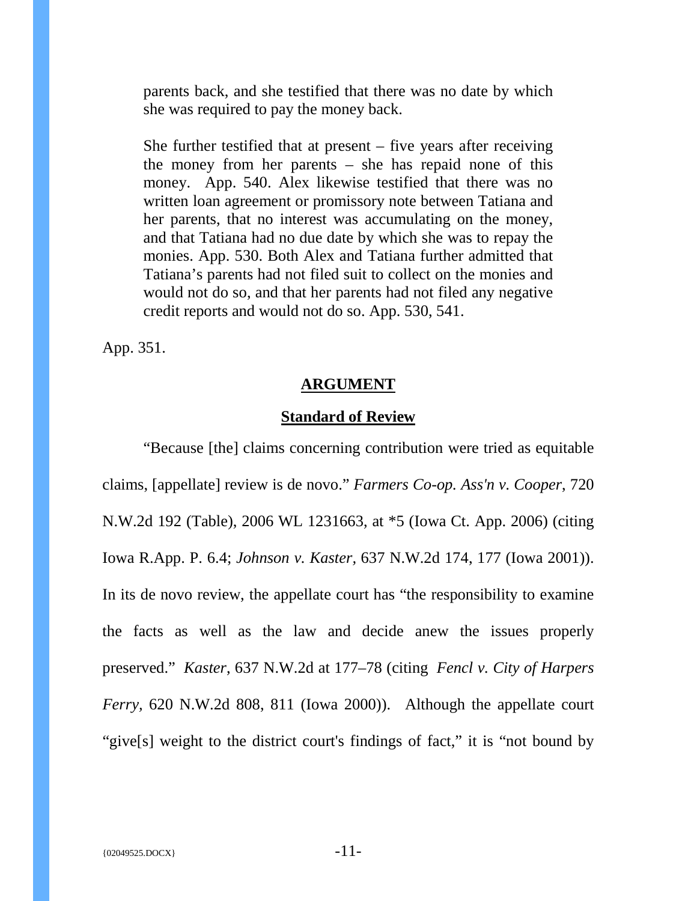> parents back, and she testified that there was no date by which she was required to pay the money back.
>
> She further testified that at present – five years after receiving the money from her parents – she has repaid none of this money. App. 540. Alex likewise testified that there was no written loan agreement or promissory note between Tatiana and her parents, that no interest was accumulating on the money, and that Tatiana had no due date by which she was to repay the monies. App. 530. Both Alex and Tatiana further admitted that Tatiana's parents had not filed suit to collect on the monies and would not do so, and that her parents had not filed any negative credit reports and would not do so. App. 530, 541.

App. 351.

## ARGUMENT

### Standard of Review

"Because [the] claims concerning contribution were tried as equitable claims, [appellate] review is de novo." *Farmers Co-op. Ass'n v. Cooper*, 720 N.W.2d 192 (Table), 2006 WL 1231663, at *5 (Iowa Ct. App. 2006) (citing Iowa R.App. P. 6.4; *Johnson v. Kaster*, 637 N.W.2d 174, 177 (Iowa 2001)). In its de novo review, the appellate court has "the responsibility to examine the facts as well as the law and decide anew the issues properly preserved." *Kaster*, 637 N.W.2d at 177–78 (citing *Fencl v. City of Harpers Ferry*, 620 N.W.2d 808, 811 (Iowa 2000)). Although the appellate court "give[s] weight to the district court's findings of fact," it is "not bound by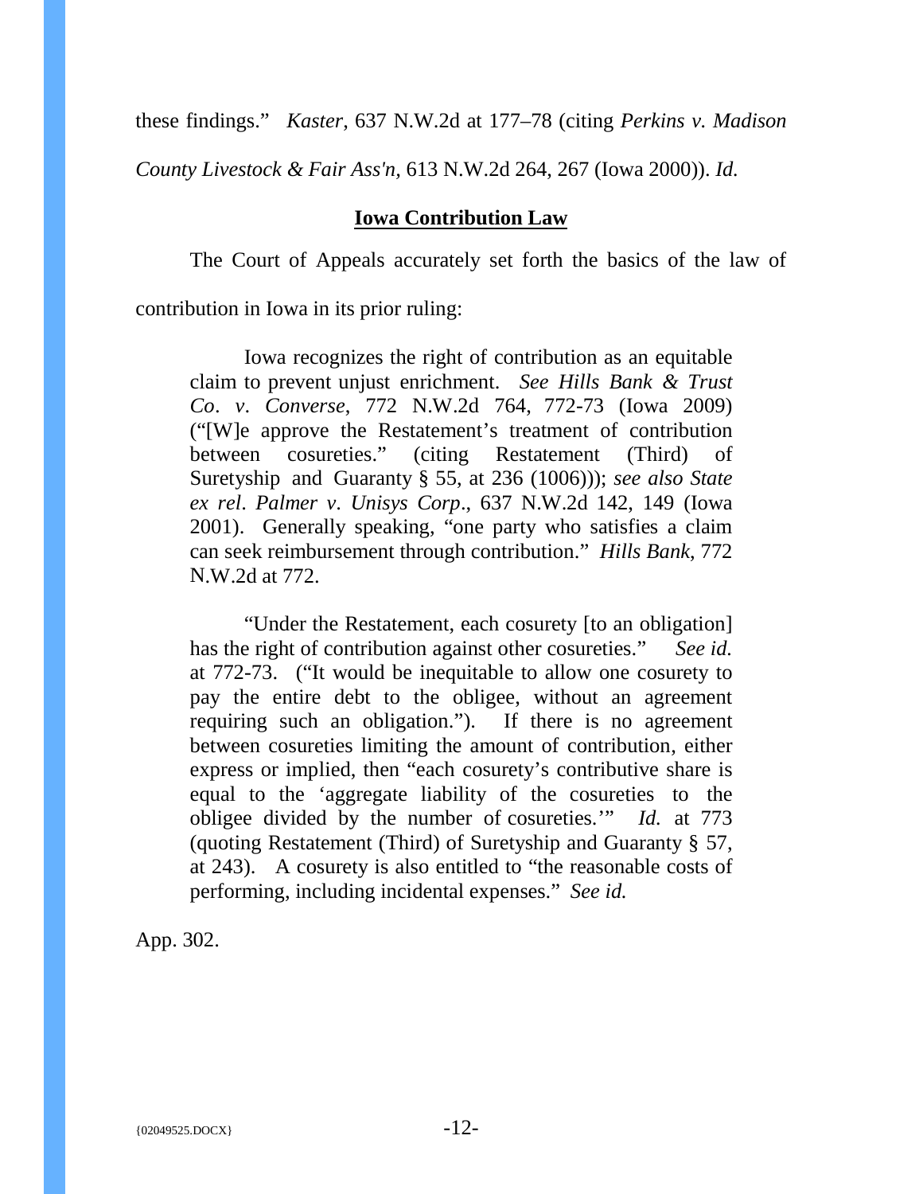these findings." *Kaster*, 637 N.W.2d at 177–78 (citing *Perkins v. Madison County Livestock & Fair Ass'n*, 613 N.W.2d 264, 267 (Iowa 2000)). *Id.*

## Iowa Contribution Law

The Court of Appeals accurately set forth the basics of the law of contribution in Iowa in its prior ruling:

> Iowa recognizes the right of contribution as an equitable claim to prevent unjust enrichment. *See Hills Bank & Trust Co. v. Converse*, 772 N.W.2d 764, 772-73 (Iowa 2009) ("[W]e approve the Restatement's treatment of contribution between cosureties." (citing Restatement (Third) of Suretyship and Guaranty § 55, at 236 (1006))); *see also State ex rel. Palmer v. Unisys Corp*., 637 N.W.2d 142, 149 (Iowa 2001). Generally speaking, "one party who satisfies a claim can seek reimbursement through contribution." *Hills Bank*, 772 N.W.2d at 772.
>
> "Under the Restatement, each cosurety [to an obligation] has the right of contribution against other cosureties." *See id.* at 772-73. ("It would be inequitable to allow one cosurety to pay the entire debt to the obligee, without an agreement requiring such an obligation."). If there is no agreement between cosureties limiting the amount of contribution, either express or implied, then "each cosurety's contributive share is equal to the 'aggregate liability of the cosureties to the obligee divided by the number of cosureties.'" *Id.* at 773 (quoting Restatement (Third) of Suretyship and Guaranty § 57, at 243). A cosurety is also entitled to "the reasonable costs of performing, including incidental expenses." *See id.*

App. 302.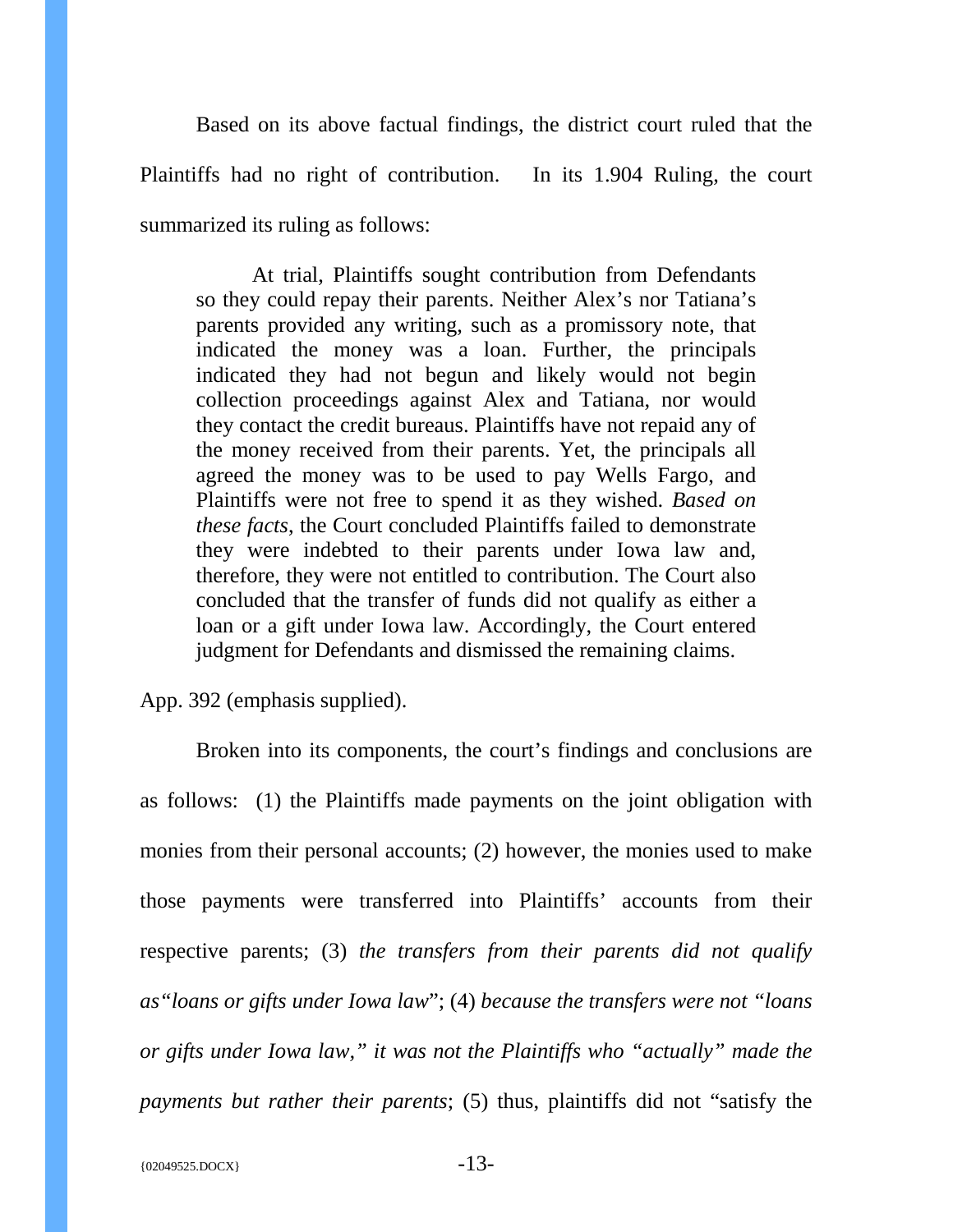Based on its above factual findings, the district court ruled that the Plaintiffs had no right of contribution. In its 1.904 Ruling, the court summarized its ruling as follows:

> At trial, Plaintiffs sought contribution from Defendants so they could repay their parents. Neither Alex's nor Tatiana's parents provided any writing, such as a promissory note, that indicated the money was a loan. Further, the principals indicated they had not begun and likely would not begin collection proceedings against Alex and Tatiana, nor would they contact the credit bureaus. Plaintiffs have not repaid any of the money received from their parents. Yet, the principals all agreed the money was to be used to pay Wells Fargo, and Plaintiffs were not free to spend it as they wished. *Based on these facts*, the Court concluded Plaintiffs failed to demonstrate they were indebted to their parents under Iowa law and, therefore, they were not entitled to contribution. The Court also concluded that the transfer of funds did not qualify as either a loan or a gift under Iowa law. Accordingly, the Court entered judgment for Defendants and dismissed the remaining claims.

App. 392 (emphasis supplied).

Broken into its components, the court's findings and conclusions are as follows: (1) the Plaintiffs made payments on the joint obligation with monies from their personal accounts; (2) however, the monies used to make those payments were transferred into Plaintiffs' accounts from their respective parents; (3) *the transfers from their parents did not qualify as"loans or gifts under Iowa law*"; (4) *because the transfers were not "loans or gifts under Iowa law," it was not the Plaintiffs who "actually" made the payments but rather their parents*; (5) thus, plaintiffs did not "satisfy the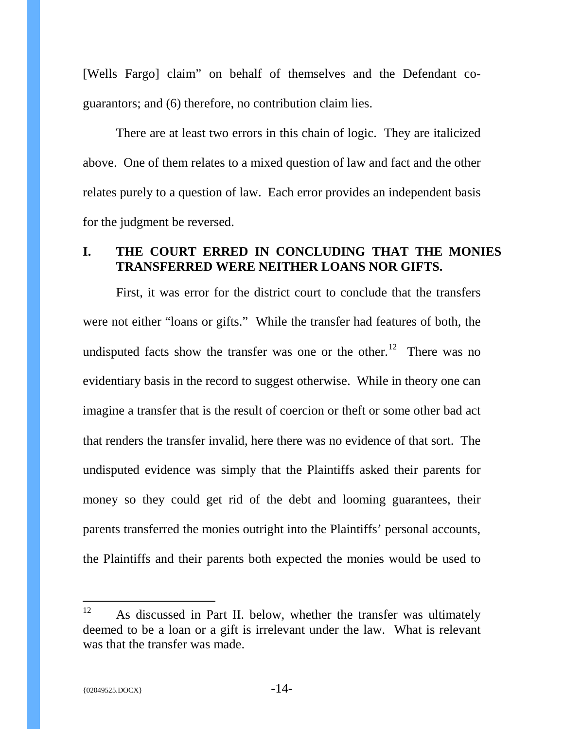[Wells Fargo] claim" on behalf of themselves and the Defendant co-guarantors; and (6) therefore, no contribution claim lies.

There are at least two errors in this chain of logic. They are italicized above. One of them relates to a mixed question of law and fact and the other relates purely to a question of law. Each error provides an independent basis for the judgment be reversed.

## I. THE COURT ERRED IN CONCLUDING THAT THE MONIES TRANSFERRED WERE NEITHER LOANS NOR GIFTS.

First, it was error for the district court to conclude that the transfers were not either "loans or gifts." While the transfer had features of both, the undisputed facts show the transfer was one or the other.[12] There was no evidentiary basis in the record to suggest otherwise. While in theory one can imagine a transfer that is the result of coercion or theft or some other bad act that renders the transfer invalid, here there was no evidence of that sort. The undisputed evidence was simply that the Plaintiffs asked their parents for money so they could get rid of the debt and looming guarantees, their parents transferred the monies outright into the Plaintiffs' personal accounts, the Plaintiffs and their parents both expected the monies would be used to

---

[12] As discussed in Part II. below, whether the transfer was ultimately deemed to be a loan or a gift is irrelevant under the law. What is relevant was that the transfer was made.

{02049525.DOCX}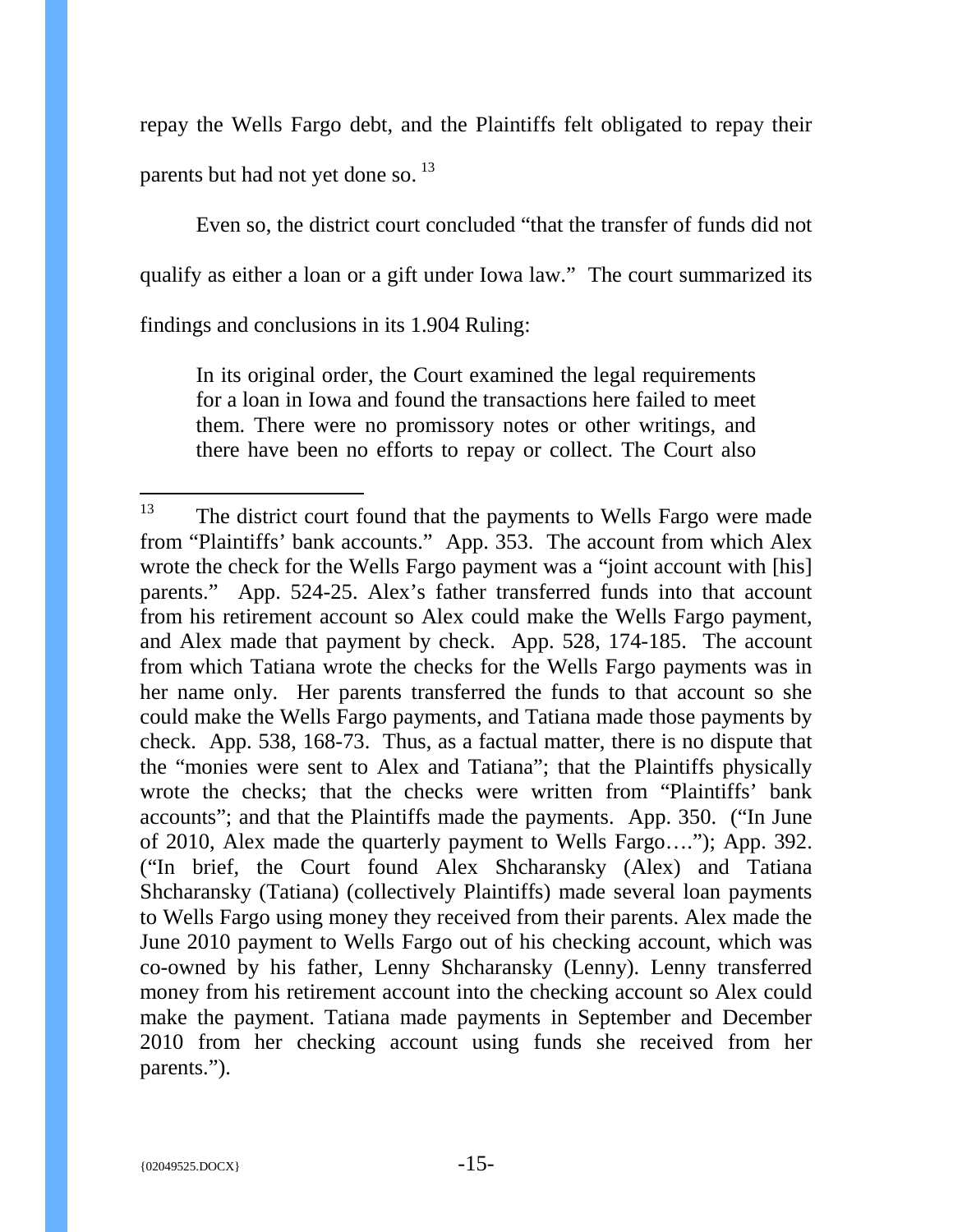repay the Wells Fargo debt, and the Plaintiffs felt obligated to repay their parents but had not yet done so.[13]

Even so, the district court concluded "that the transfer of funds did not qualify as either a loan or a gift under Iowa law." The court summarized its findings and conclusions in its 1.904 Ruling:

> In its original order, the Court examined the legal requirements for a loan in Iowa and found the transactions here failed to meet them. There were no promissory notes or other writings, and there have been no efforts to repay or collect. The Court also

---

[13] The district court found that the payments to Wells Fargo were made from "Plaintiffs' bank accounts." App. 353. The account from which Alex wrote the check for the Wells Fargo payment was a "joint account with [his] parents." App. 524-25. Alex's father transferred funds into that account from his retirement account so Alex could make the Wells Fargo payment, and Alex made that payment by check. App. 528, 174-185. The account from which Tatiana wrote the checks for the Wells Fargo payments was in her name only. Her parents transferred the funds to that account so she could make the Wells Fargo payments, and Tatiana made those payments by check. App. 538, 168-73. Thus, as a factual matter, there is no dispute that the "monies were sent to Alex and Tatiana"; that the Plaintiffs physically wrote the checks; that the checks were written from "Plaintiffs' bank accounts"; and that the Plaintiffs made the payments. App. 350. ("In June of 2010, Alex made the quarterly payment to Wells Fargo…."); App. 392. ("In brief, the Court found Alex Shcharansky (Alex) and Tatiana Shcharansky (Tatiana) (collectively Plaintiffs) made several loan payments to Wells Fargo using money they received from their parents. Alex made the June 2010 payment to Wells Fargo out of his checking account, which was co-owned by his father, Lenny Shcharansky (Lenny). Lenny transferred money from his retirement account into the checking account so Alex could make the payment. Tatiana made payments in September and December 2010 from her checking account using funds she received from her parents.").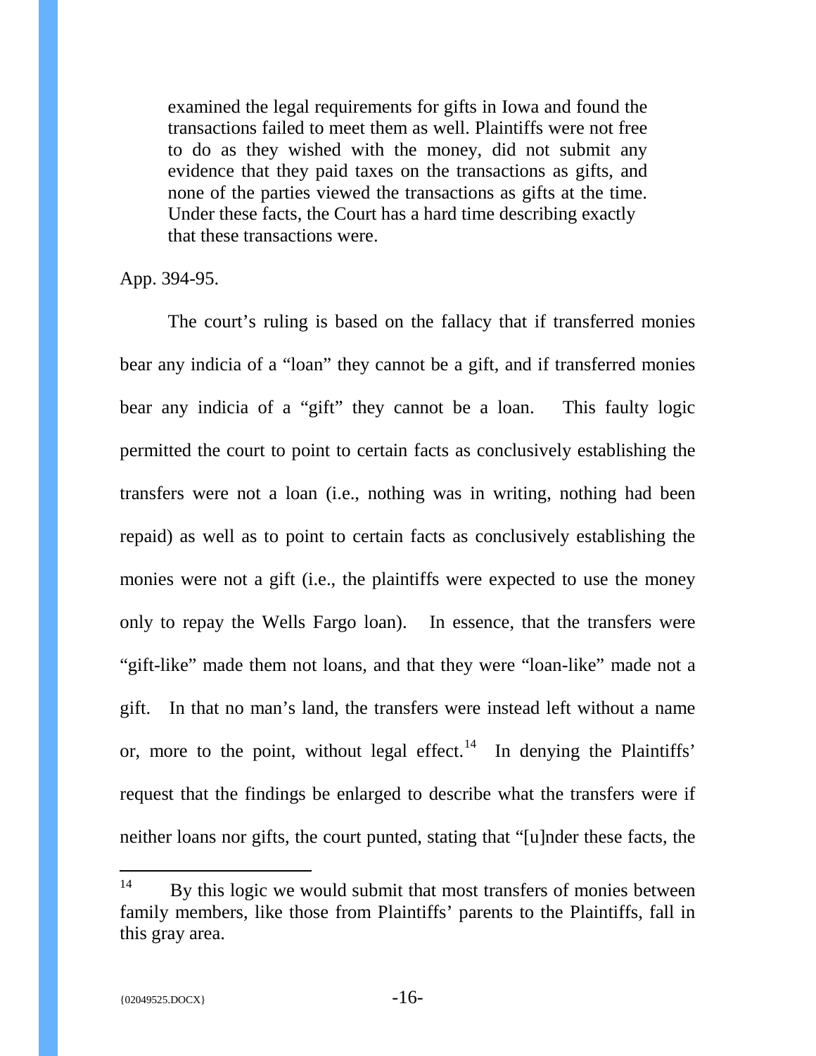> examined the legal requirements for gifts in Iowa and found the transactions failed to meet them as well. Plaintiffs were not free to do as they wished with the money, did not submit any evidence that they paid taxes on the transactions as gifts, and none of the parties viewed the transactions as gifts at the time. Under these facts, the Court has a hard time describing exactly that these transactions were.

App. 394-95.

The court's ruling is based on the fallacy that if transferred monies bear any indicia of a "loan" they cannot be a gift, and if transferred monies bear any indicia of a "gift" they cannot be a loan. This faulty logic permitted the court to point to certain facts as conclusively establishing the transfers were not a loan (i.e., nothing was in writing, nothing had been repaid) as well as to point to certain facts as conclusively establishing the monies were not a gift (i.e., the plaintiffs were expected to use the money only to repay the Wells Fargo loan). In essence, that the transfers were "gift-like" made them not loans, and that they were "loan-like" made not a gift. In that no man's land, the transfers were instead left without a name or, more to the point, without legal effect.[14] In denying the Plaintiffs' request that the findings be enlarged to describe what the transfers were if neither loans nor gifts, the court punted, stating that "[u]nder these facts, the

---

[14] By this logic we would submit that most transfers of monies between family members, like those from Plaintiffs' parents to the Plaintiffs, fall in this gray area.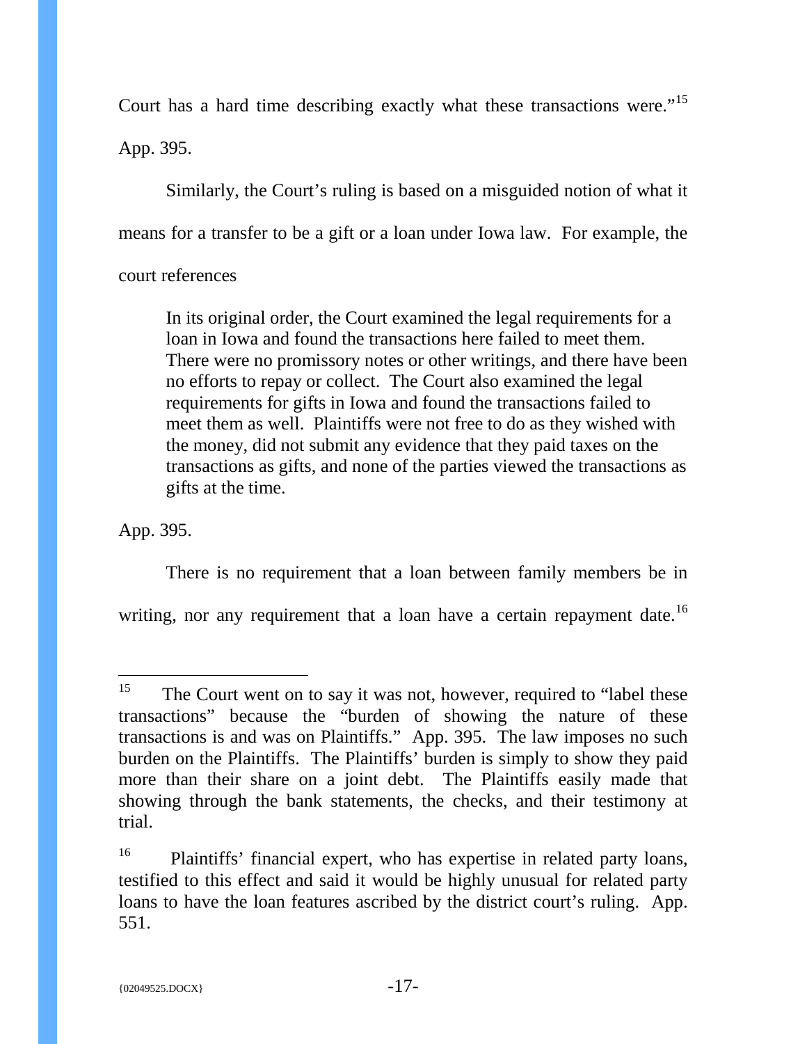Court has a hard time describing exactly what these transactions were."[15] App. 395.

Similarly, the Court's ruling is based on a misguided notion of what it means for a transfer to be a gift or a loan under Iowa law. For example, the court references

> In its original order, the Court examined the legal requirements for a loan in Iowa and found the transactions here failed to meet them. There were no promissory notes or other writings, and there have been no efforts to repay or collect. The Court also examined the legal requirements for gifts in Iowa and found the transactions failed to meet them as well. Plaintiffs were not free to do as they wished with the money, did not submit any evidence that they paid taxes on the transactions as gifts, and none of the parties viewed the transactions as gifts at the time.

App. 395.

There is no requirement that a loan between family members be in writing, nor any requirement that a loan have a certain repayment date.[16]

---

[15] The Court went on to say it was not, however, required to "label these transactions" because the "burden of showing the nature of these transactions is and was on Plaintiffs." App. 395. The law imposes no such burden on the Plaintiffs. The Plaintiffs' burden is simply to show they paid more than their share on a joint debt. The Plaintiffs easily made that showing through the bank statements, the checks, and their testimony at trial.

[16] Plaintiffs' financial expert, who has expertise in related party loans, testified to this effect and said it would be highly unusual for related party loans to have the loan features ascribed by the district court's ruling. App. 551.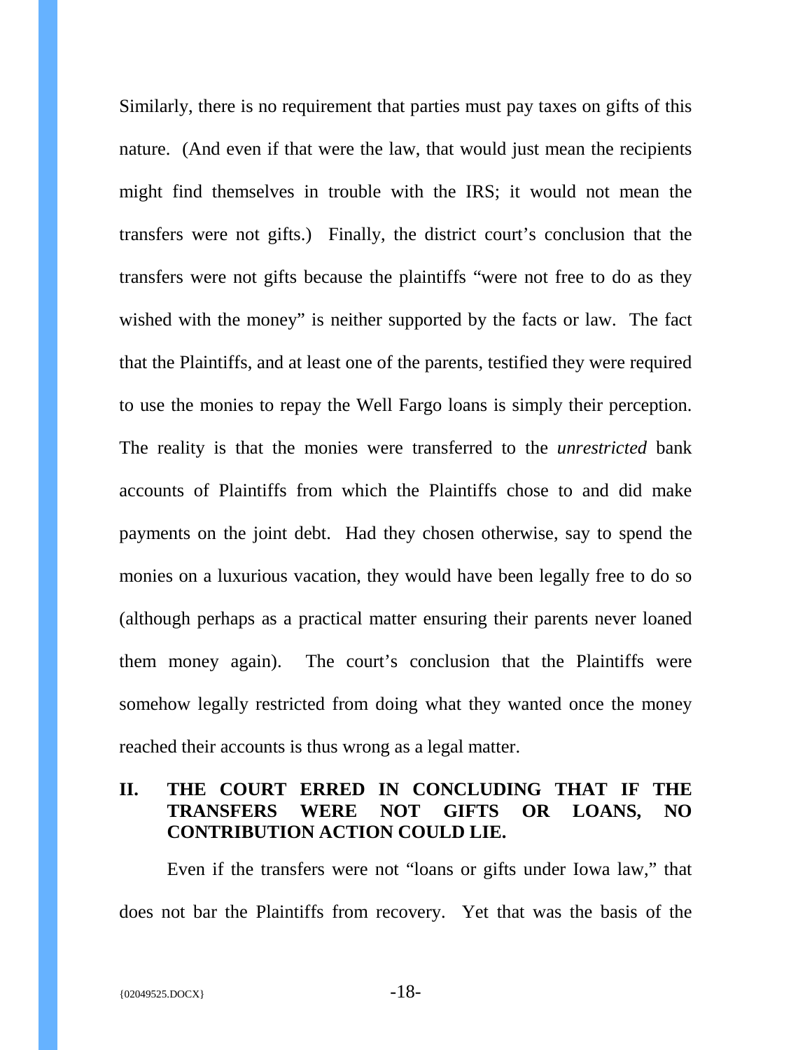Similarly, there is no requirement that parties must pay taxes on gifts of this nature. (And even if that were the law, that would just mean the recipients might find themselves in trouble with the IRS; it would not mean the transfers were not gifts.) Finally, the district court's conclusion that the transfers were not gifts because the plaintiffs "were not free to do as they wished with the money" is neither supported by the facts or law. The fact that the Plaintiffs, and at least one of the parents, testified they were required to use the monies to repay the Well Fargo loans is simply their perception. The reality is that the monies were transferred to the *unrestricted* bank accounts of Plaintiffs from which the Plaintiffs chose to and did make payments on the joint debt. Had they chosen otherwise, say to spend the monies on a luxurious vacation, they would have been legally free to do so (although perhaps as a practical matter ensuring their parents never loaned them money again). The court's conclusion that the Plaintiffs were somehow legally restricted from doing what they wanted once the money reached their accounts is thus wrong as a legal matter.

## II. THE COURT ERRED IN CONCLUDING THAT IF THE TRANSFERS WERE NOT GIFTS OR LOANS, NO CONTRIBUTION ACTION COULD LIE.

Even if the transfers were not "loans or gifts under Iowa law," that does not bar the Plaintiffs from recovery. Yet that was the basis of the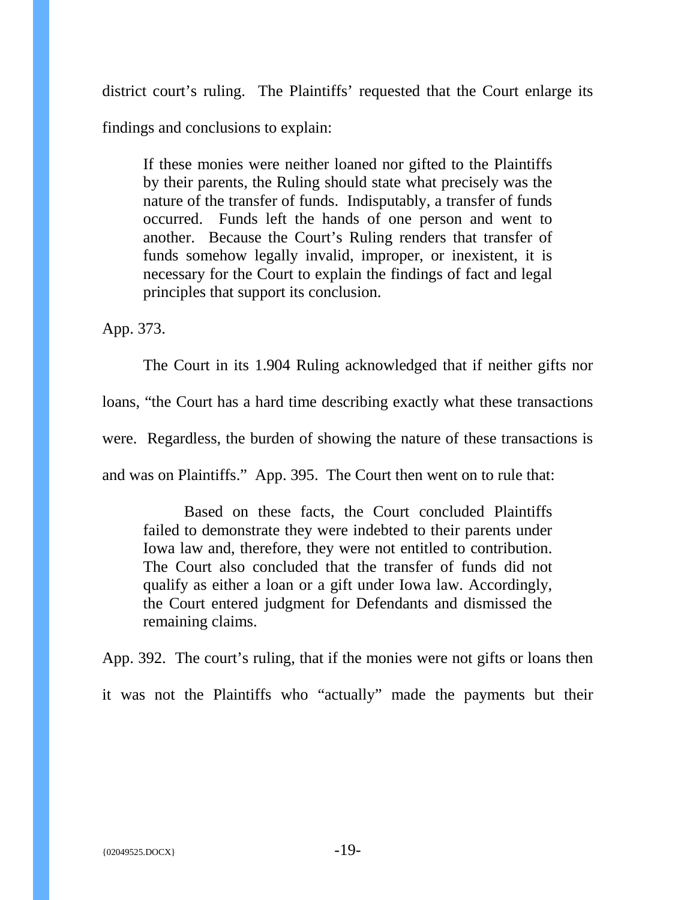district court's ruling. The Plaintiffs' requested that the Court enlarge its findings and conclusions to explain:

> If these monies were neither loaned nor gifted to the Plaintiffs by their parents, the Ruling should state what precisely was the nature of the transfer of funds. Indisputably, a transfer of funds occurred. Funds left the hands of one person and went to another. Because the Court's Ruling renders that transfer of funds somehow legally invalid, improper, or inexistent, it is necessary for the Court to explain the findings of fact and legal principles that support its conclusion.

App. 373.

The Court in its 1.904 Ruling acknowledged that if neither gifts nor loans, "the Court has a hard time describing exactly what these transactions were. Regardless, the burden of showing the nature of these transactions is and was on Plaintiffs." App. 395. The Court then went on to rule that:

> Based on these facts, the Court concluded Plaintiffs failed to demonstrate they were indebted to their parents under Iowa law and, therefore, they were not entitled to contribution. The Court also concluded that the transfer of funds did not qualify as either a loan or a gift under Iowa law. Accordingly, the Court entered judgment for Defendants and dismissed the remaining claims.

App. 392. The court's ruling, that if the monies were not gifts or loans then it was not the Plaintiffs who "actually" made the payments but their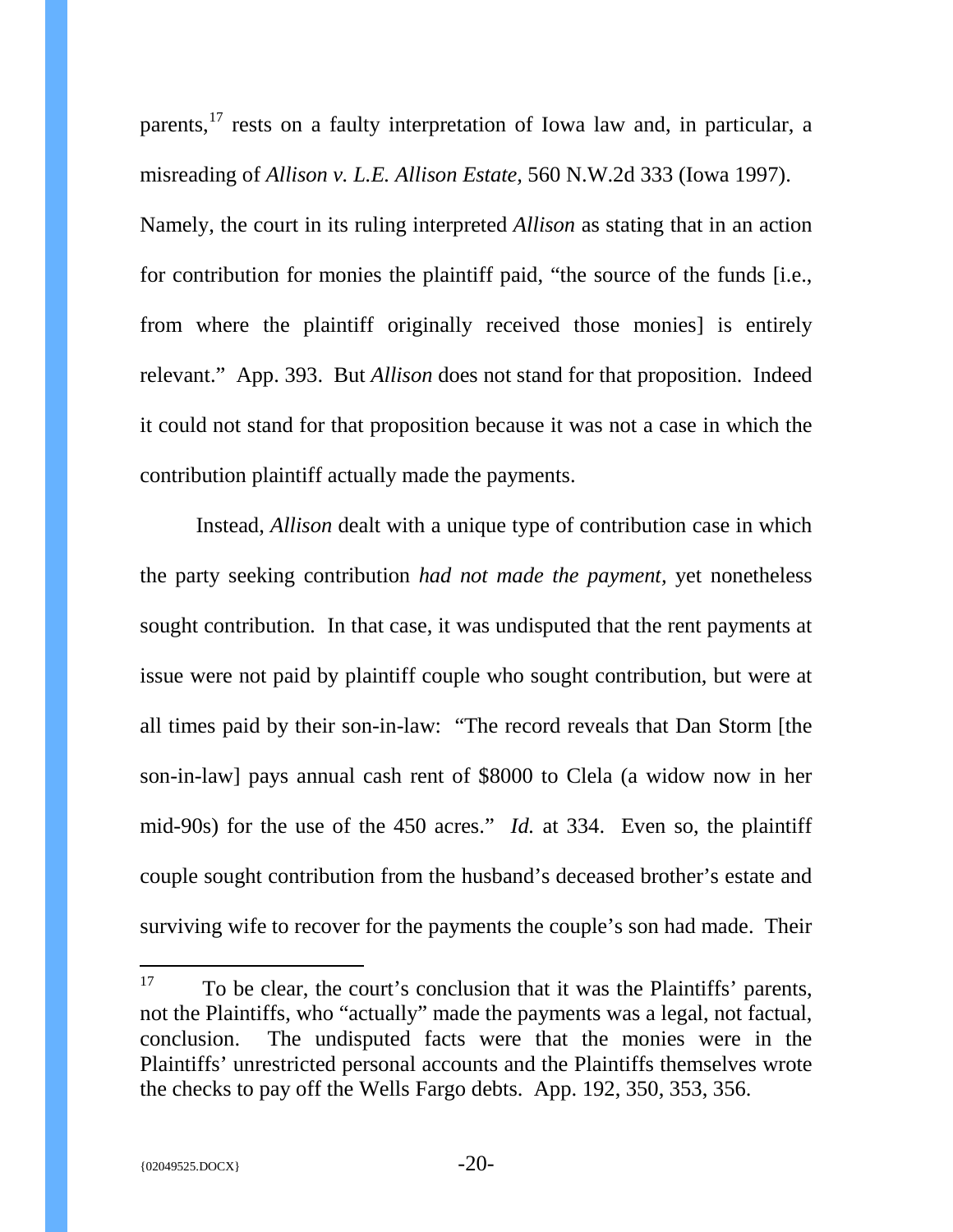parents,[17] rests on a faulty interpretation of Iowa law and, in particular, a misreading of *Allison v. L.E. Allison Estate*, 560 N.W.2d 333 (Iowa 1997). Namely, the court in its ruling interpreted *Allison* as stating that in an action for contribution for monies the plaintiff paid, "the source of the funds [i.e., from where the plaintiff originally received those monies] is entirely relevant." App. 393. But *Allison* does not stand for that proposition. Indeed it could not stand for that proposition because it was not a case in which the contribution plaintiff actually made the payments.

Instead, *Allison* dealt with a unique type of contribution case in which the party seeking contribution *had not made the payment,* yet nonetheless sought contribution. In that case, it was undisputed that the rent payments at issue were not paid by plaintiff couple who sought contribution, but were at all times paid by their son-in-law: "The record reveals that Dan Storm [the son-in-law] pays annual cash rent of $8000 to Clela (a widow now in her mid-90s) for the use of the 450 acres." *Id.* at 334. Even so, the plaintiff couple sought contribution from the husband's deceased brother's estate and surviving wife to recover for the payments the couple's son had made. Their

[17] To be clear, the court's conclusion that it was the Plaintiffs' parents, not the Plaintiffs, who "actually" made the payments was a legal, not factual, conclusion. The undisputed facts were that the monies were in the Plaintiffs' unrestricted personal accounts and the Plaintiffs themselves wrote the checks to pay off the Wells Fargo debts. App. 192, 350, 353, 356.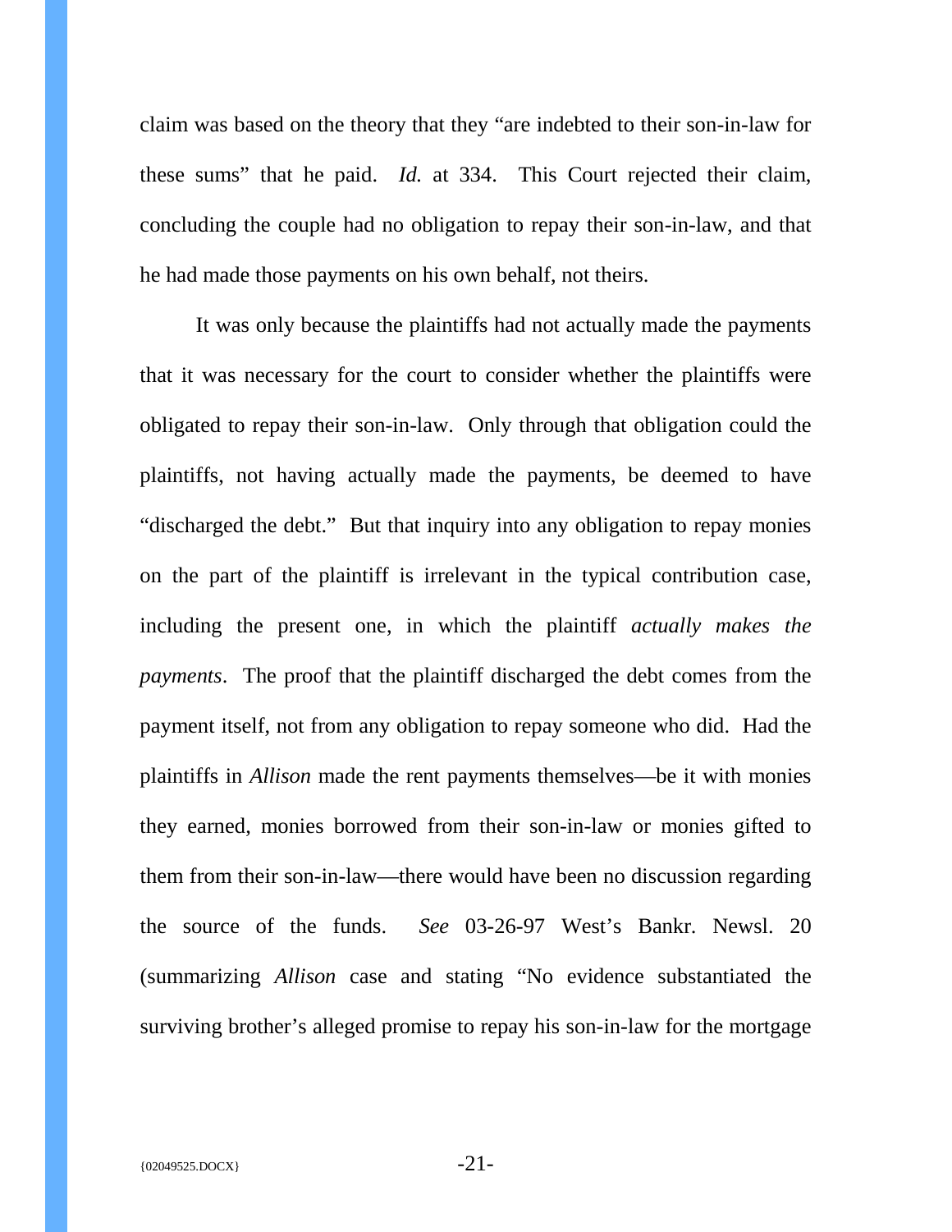claim was based on the theory that they "are indebted to their son-in-law for these sums" that he paid. *Id.* at 334. This Court rejected their claim, concluding the couple had no obligation to repay their son-in-law, and that he had made those payments on his own behalf, not theirs.

It was only because the plaintiffs had not actually made the payments that it was necessary for the court to consider whether the plaintiffs were obligated to repay their son-in-law. Only through that obligation could the plaintiffs, not having actually made the payments, be deemed to have "discharged the debt." But that inquiry into any obligation to repay monies on the part of the plaintiff is irrelevant in the typical contribution case, including the present one, in which the plaintiff *actually makes the payments*. The proof that the plaintiff discharged the debt comes from the payment itself, not from any obligation to repay someone who did. Had the plaintiffs in *Allison* made the rent payments themselves—be it with monies they earned, monies borrowed from their son-in-law or monies gifted to them from their son-in-law—there would have been no discussion regarding the source of the funds. *See* 03-26-97 West's Bankr. Newsl. 20 (summarizing *Allison* case and stating "No evidence substantiated the surviving brother's alleged promise to repay his son-in-law for the mortgage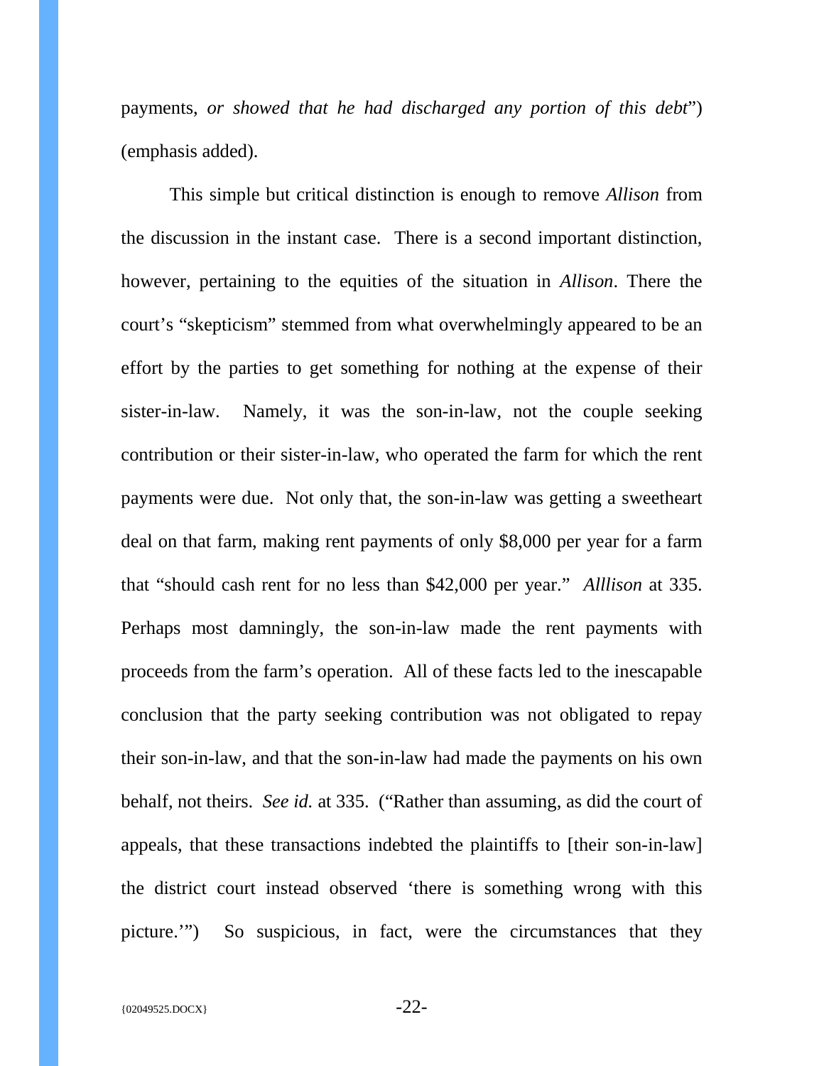payments, *or showed that he had discharged any portion of this debt*") (emphasis added).

This simple but critical distinction is enough to remove *Allison* from the discussion in the instant case. There is a second important distinction, however, pertaining to the equities of the situation in *Allison*. There the court's "skepticism" stemmed from what overwhelmingly appeared to be an effort by the parties to get something for nothing at the expense of their sister-in-law. Namely, it was the son-in-law, not the couple seeking contribution or their sister-in-law, who operated the farm for which the rent payments were due. Not only that, the son-in-law was getting a sweetheart deal on that farm, making rent payments of only $8,000 per year for a farm that "should cash rent for no less than $42,000 per year." *Alllison* at 335. Perhaps most damningly, the son-in-law made the rent payments with proceeds from the farm's operation. All of these facts led to the inescapable conclusion that the party seeking contribution was not obligated to repay their son-in-law, and that the son-in-law had made the payments on his own behalf, not theirs. *See id.* at 335. ("Rather than assuming, as did the court of appeals, that these transactions indebted the plaintiffs to [their son-in-law] the district court instead observed 'there is something wrong with this picture.'") So suspicious, in fact, were the circumstances that they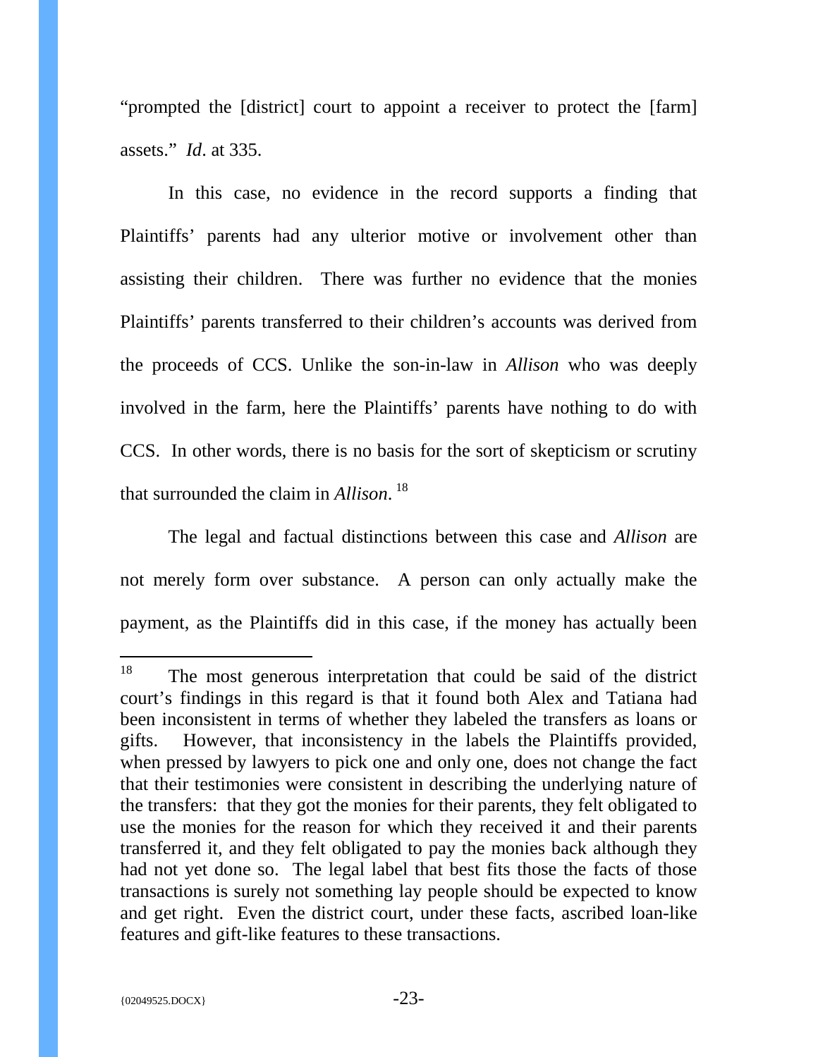"prompted the [district] court to appoint a receiver to protect the [farm] assets." *Id*. at 335.

In this case, no evidence in the record supports a finding that Plaintiffs' parents had any ulterior motive or involvement other than assisting their children. There was further no evidence that the monies Plaintiffs' parents transferred to their children's accounts was derived from the proceeds of CCS. Unlike the son-in-law in *Allison* who was deeply involved in the farm, here the Plaintiffs' parents have nothing to do with CCS. In other words, there is no basis for the sort of skepticism or scrutiny that surrounded the claim in *Allison*. [18]

The legal and factual distinctions between this case and *Allison* are not merely form over substance. A person can only actually make the payment, as the Plaintiffs did in this case, if the money has actually been

---

[18] The most generous interpretation that could be said of the district court's findings in this regard is that it found both Alex and Tatiana had been inconsistent in terms of whether they labeled the transfers as loans or gifts. However, that inconsistency in the labels the Plaintiffs provided, when pressed by lawyers to pick one and only one, does not change the fact that their testimonies were consistent in describing the underlying nature of the transfers: that they got the monies for their parents, they felt obligated to use the monies for the reason for which they received it and their parents transferred it, and they felt obligated to pay the monies back although they had not yet done so. The legal label that best fits those the facts of those transactions is surely not something lay people should be expected to know and get right. Even the district court, under these facts, ascribed loan-like features and gift-like features to these transactions.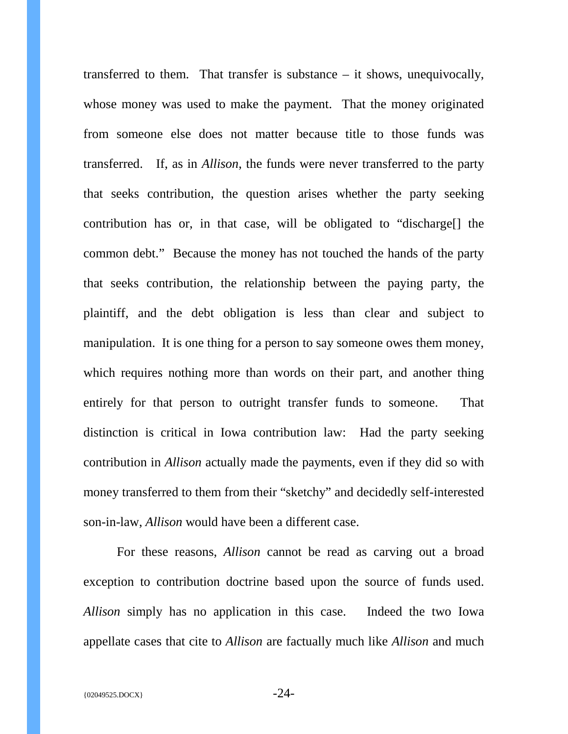transferred to them. That transfer is substance – it shows, unequivocally, whose money was used to make the payment. That the money originated from someone else does not matter because title to those funds was transferred. If, as in *Allison*, the funds were never transferred to the party that seeks contribution, the question arises whether the party seeking contribution has or, in that case, will be obligated to "discharge[] the common debt." Because the money has not touched the hands of the party that seeks contribution, the relationship between the paying party, the plaintiff, and the debt obligation is less than clear and subject to manipulation. It is one thing for a person to say someone owes them money, which requires nothing more than words on their part, and another thing entirely for that person to outright transfer funds to someone. That distinction is critical in Iowa contribution law: Had the party seeking contribution in *Allison* actually made the payments, even if they did so with money transferred to them from their "sketchy" and decidedly self-interested son-in-law, *Allison* would have been a different case.

For these reasons, *Allison* cannot be read as carving out a broad exception to contribution doctrine based upon the source of funds used. *Allison* simply has no application in this case. Indeed the two Iowa appellate cases that cite to *Allison* are factually much like *Allison* and much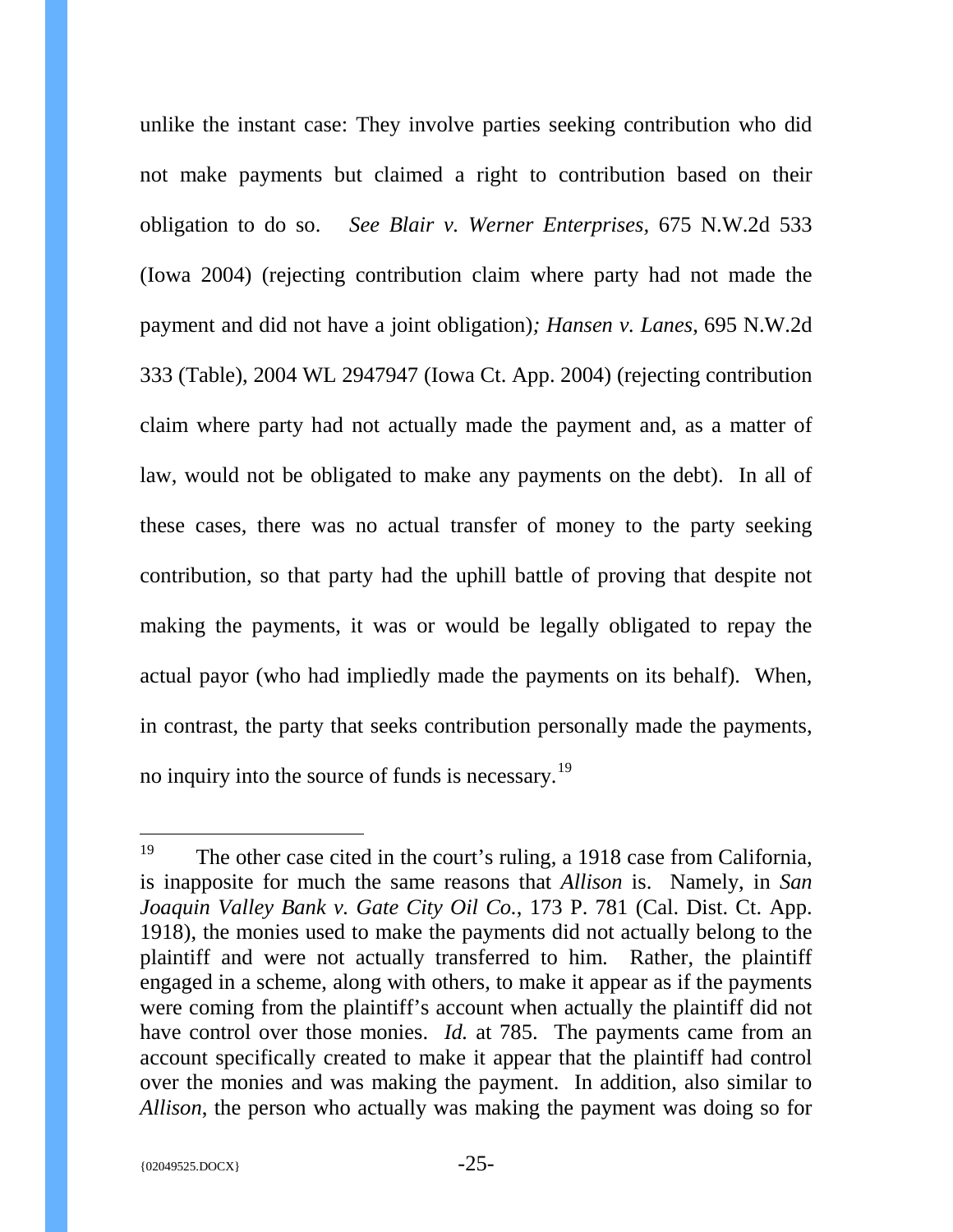unlike the instant case: They involve parties seeking contribution who did not make payments but claimed a right to contribution based on their obligation to do so. *See Blair v. Werner Enterprises*, 675 N.W.2d 533 (Iowa 2004) (rejecting contribution claim where party had not made the payment and did not have a joint obligation)*; Hansen v. Lanes*, 695 N.W.2d 333 (Table), 2004 WL 2947947 (Iowa Ct. App. 2004) (rejecting contribution claim where party had not actually made the payment and, as a matter of law, would not be obligated to make any payments on the debt). In all of these cases, there was no actual transfer of money to the party seeking contribution, so that party had the uphill battle of proving that despite not making the payments, it was or would be legally obligated to repay the actual payor (who had impliedly made the payments on its behalf). When, in contrast, the party that seeks contribution personally made the payments, no inquiry into the source of funds is necessary.[19]

---

[19] The other case cited in the court's ruling, a 1918 case from California, is inapposite for much the same reasons that *Allison* is. Namely, in *San Joaquin Valley Bank v. Gate City Oil Co.*, 173 P. 781 (Cal. Dist. Ct. App. 1918), the monies used to make the payments did not actually belong to the plaintiff and were not actually transferred to him. Rather, the plaintiff engaged in a scheme, along with others, to make it appear as if the payments were coming from the plaintiff's account when actually the plaintiff did not have control over those monies. *Id.* at 785. The payments came from an account specifically created to make it appear that the plaintiff had control over the monies and was making the payment. In addition, also similar to *Allison*, the person who actually was making the payment was doing so for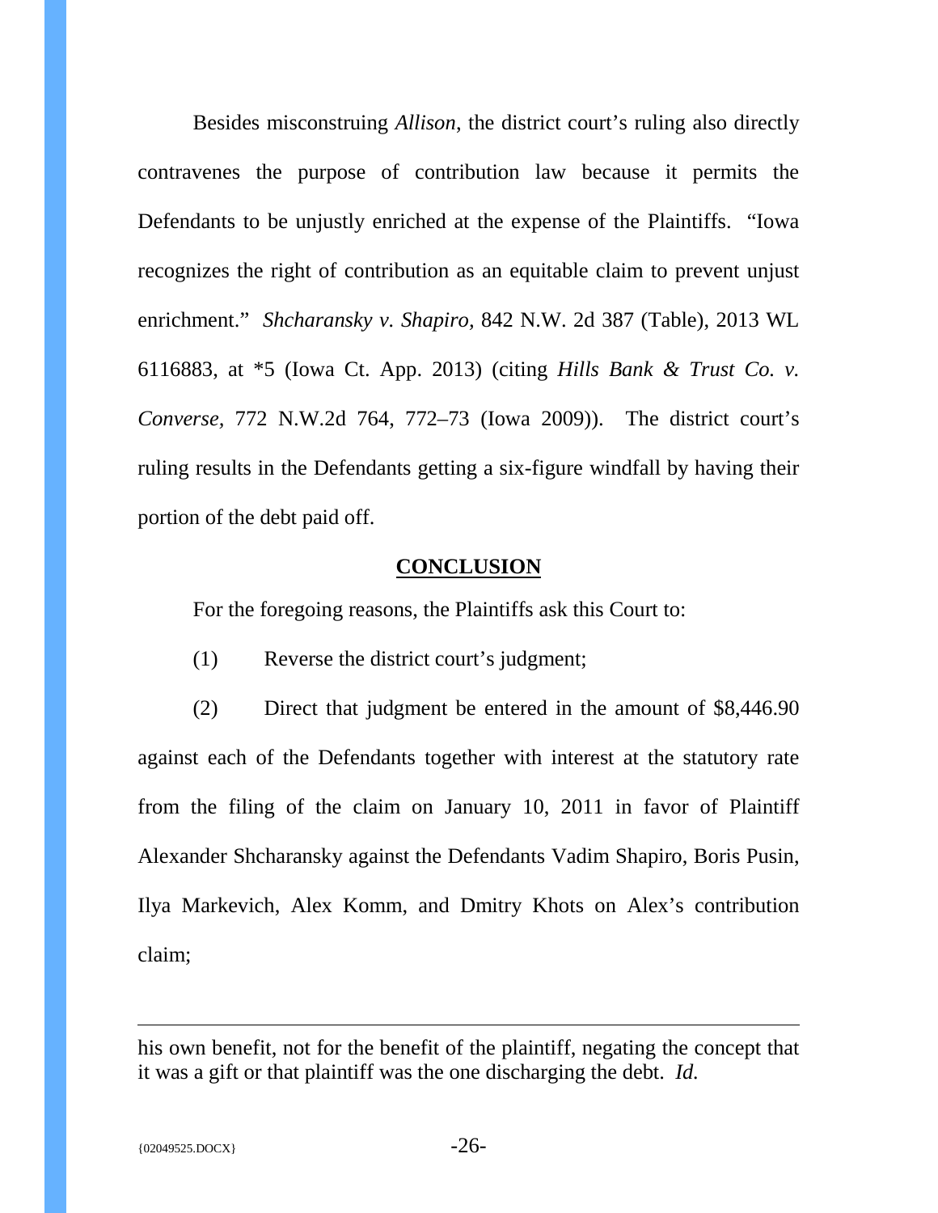Besides misconstruing *Allison*, the district court's ruling also directly contravenes the purpose of contribution law because it permits the Defendants to be unjustly enriched at the expense of the Plaintiffs. "Iowa recognizes the right of contribution as an equitable claim to prevent unjust enrichment." *Shcharansky v. Shapiro*, 842 N.W. 2d 387 (Table), 2013 WL 6116883, at *5 (Iowa Ct. App. 2013) (citing *Hills Bank & Trust Co. v. Converse*, 772 N.W.2d 764, 772–73 (Iowa 2009)). The district court's ruling results in the Defendants getting a six-figure windfall by having their portion of the debt paid off.

## CONCLUSION

For the foregoing reasons, the Plaintiffs ask this Court to:

(1) Reverse the district court's judgment;

(2) Direct that judgment be entered in the amount of $8,446.90 against each of the Defendants together with interest at the statutory rate from the filing of the claim on January 10, 2011 in favor of Plaintiff Alexander Shcharansky against the Defendants Vadim Shapiro, Boris Pusin, Ilya Markevich, Alex Komm, and Dmitry Khots on Alex's contribution claim;

---

his own benefit, not for the benefit of the plaintiff, negating the concept that it was a gift or that plaintiff was the one discharging the debt. *Id.*

{02049525.DOCX}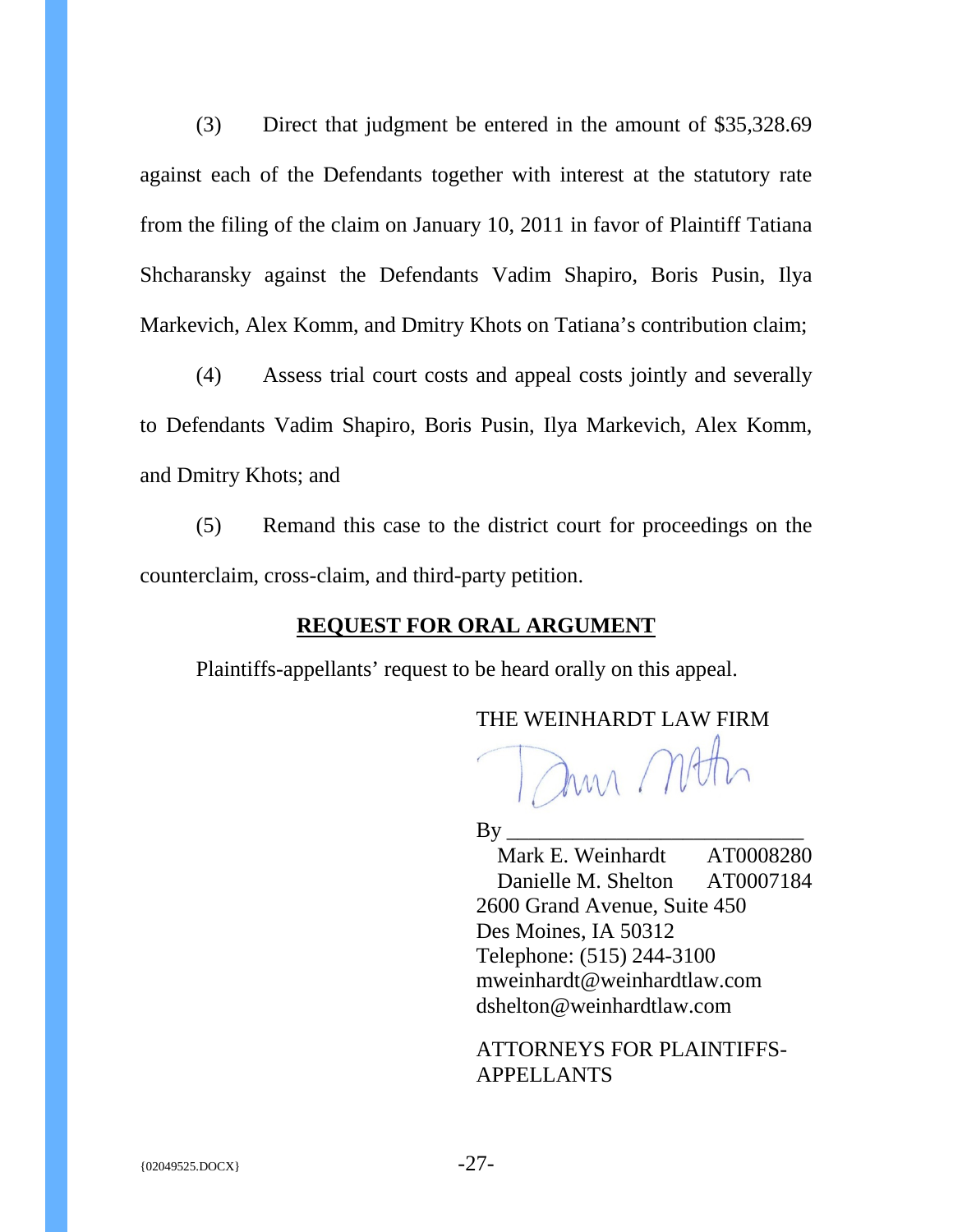(3) Direct that judgment be entered in the amount of $35,328.69 against each of the Defendants together with interest at the statutory rate from the filing of the claim on January 10, 2011 in favor of Plaintiff Tatiana Shcharansky against the Defendants Vadim Shapiro, Boris Pusin, Ilya Markevich, Alex Komm, and Dmitry Khots on Tatiana's contribution claim;

(4) Assess trial court costs and appeal costs jointly and severally to Defendants Vadim Shapiro, Boris Pusin, Ilya Markevich, Alex Komm, and Dmitry Khots; and

(5) Remand this case to the district court for proceedings on the counterclaim, cross-claim, and third-party petition.

## **REQUEST FOR ORAL ARGUMENT**

Plaintiffs-appellants' request to be heard orally on this appeal.

THE WEINHARDT LAW FIRM

By ___________________________
Mark E. Weinhardt AT0008280
Danielle M. Shelton AT0007184
2600 Grand Avenue, Suite 450
Des Moines, IA 50312
Telephone: (515) 244-3100
mweinhardt@weinhardtlaw.com
dshelton@weinhardtlaw.com

ATTORNEYS FOR PLAINTIFFS-APPELLANTS

{02049525.DOCX}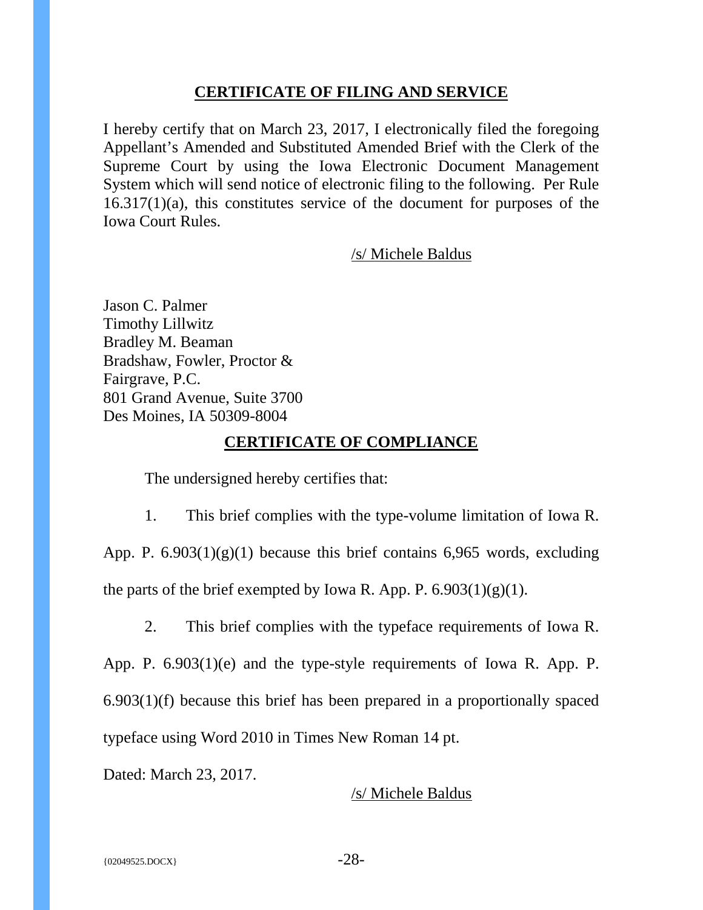## CERTIFICATE OF FILING AND SERVICE

I hereby certify that on March 23, 2017, I electronically filed the foregoing Appellant's Amended and Substituted Amended Brief with the Clerk of the Supreme Court by using the Iowa Electronic Document Management System which will send notice of electronic filing to the following. Per Rule 16.317(1)(a), this constitutes service of the document for purposes of the Iowa Court Rules.

/s/ Michele Baldus

Jason C. Palmer
Timothy Lillwitz
Bradley M. Beaman
Bradshaw, Fowler, Proctor &
Fairgrave, P.C.
801 Grand Avenue, Suite 3700
Des Moines, IA 50309-8004

## CERTIFICATE OF COMPLIANCE

The undersigned hereby certifies that:

1. This brief complies with the type-volume limitation of Iowa R. App. P. 6.903(1)(g)(1) because this brief contains 6,965 words, excluding the parts of the brief exempted by Iowa R. App. P. 6.903(1)(g)(1).

2. This brief complies with the typeface requirements of Iowa R. App. P. 6.903(1)(e) and the type-style requirements of Iowa R. App. P. 6.903(1)(f) because this brief has been prepared in a proportionally spaced typeface using Word 2010 in Times New Roman 14 pt.

Dated: March 23, 2017.

/s/ Michele Baldus

{02049525.DOCX}